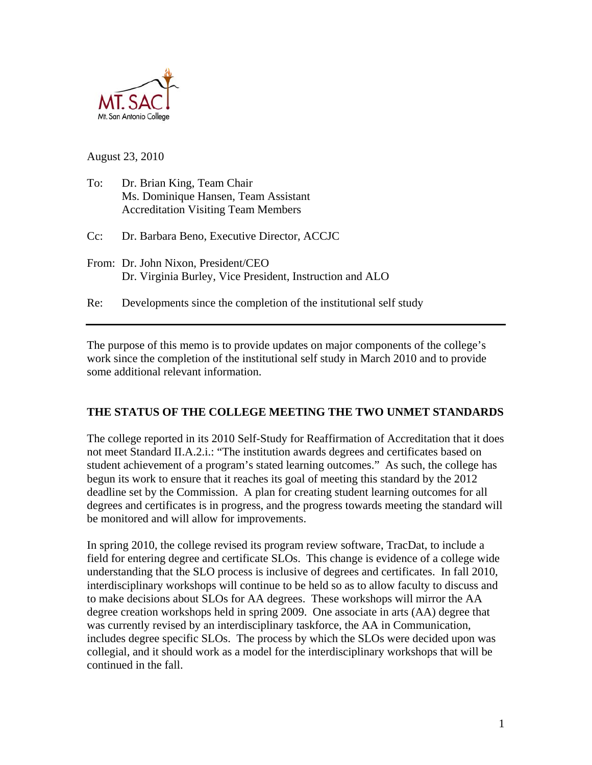MT. SAC
Mt. San Antonio College

August 23, 2010

To: Dr. Brian King, Team Chair
Ms. Dominique Hansen, Team Assistant
Accreditation Visiting Team Members

Cc: Dr. Barbara Beno, Executive Director, ACCJC

From: Dr. John Nixon, President/CEO
Dr. Virginia Burley, Vice President, Instruction and ALO

Re: Developments since the completion of the institutional self study

---

The purpose of this memo is to provide updates on major components of the college's work since the completion of the institutional self study in March 2010 and to provide some additional relevant information.

## THE STATUS OF THE COLLEGE MEETING THE TWO UNMET STANDARDS

The college reported in its 2010 Self-Study for Reaffirmation of Accreditation that it does not meet Standard II.A.2.i.: "The institution awards degrees and certificates based on student achievement of a program's stated learning outcomes." As such, the college has begun its work to ensure that it reaches its goal of meeting this standard by the 2012 deadline set by the Commission. A plan for creating student learning outcomes for all degrees and certificates is in progress, and the progress towards meeting the standard will be monitored and will allow for improvements.

In spring 2010, the college revised its program review software, TracDat, to include a field for entering degree and certificate SLOs. This change is evidence of a college wide understanding that the SLO process is inclusive of degrees and certificates. In fall 2010, interdisciplinary workshops will continue to be held so as to allow faculty to discuss and to make decisions about SLOs for AA degrees. These workshops will mirror the AA degree creation workshops held in spring 2009. One associate in arts (AA) degree that was currently revised by an interdisciplinary taskforce, the AA in Communication, includes degree specific SLOs. The process by which the SLOs were decided upon was collegial, and it should work as a model for the interdisciplinary workshops that will be continued in the fall.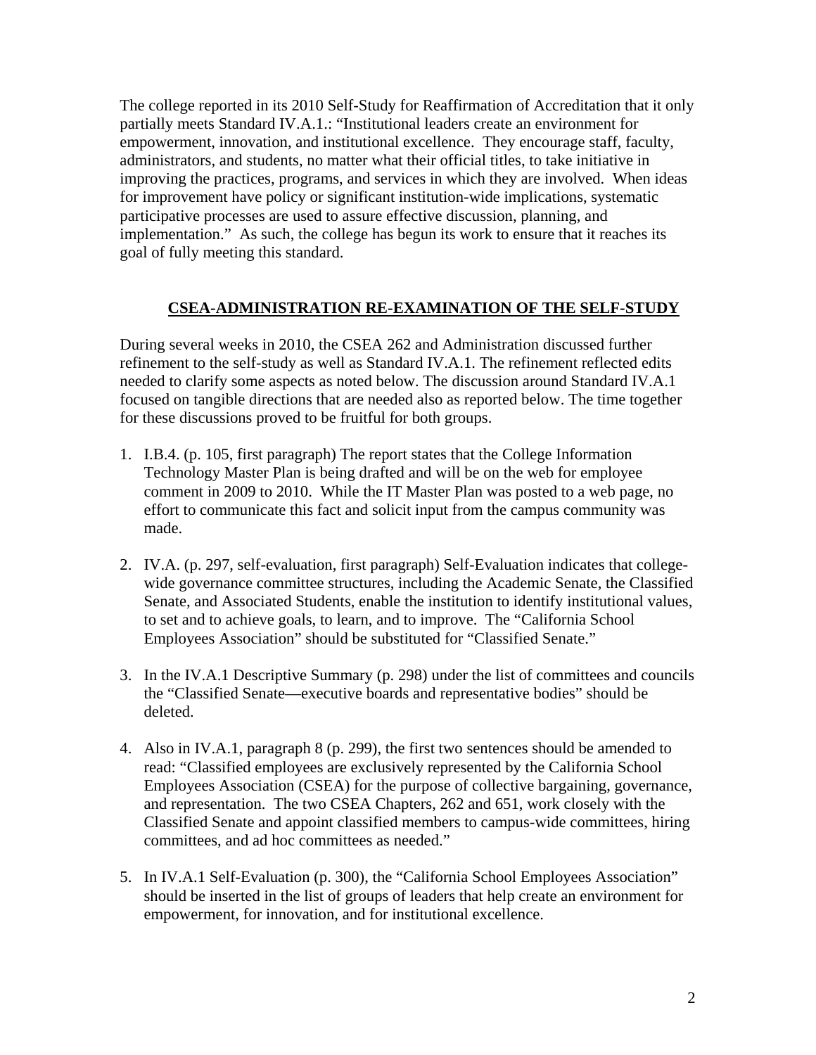The college reported in its 2010 Self-Study for Reaffirmation of Accreditation that it only partially meets Standard IV.A.1.: "Institutional leaders create an environment for empowerment, innovation, and institutional excellence. They encourage staff, faculty, administrators, and students, no matter what their official titles, to take initiative in improving the practices, programs, and services in which they are involved. When ideas for improvement have policy or significant institution-wide implications, systematic participative processes are used to assure effective discussion, planning, and implementation." As such, the college has begun its work to ensure that it reaches its goal of fully meeting this standard.

## CSEA-ADMINISTRATION RE-EXAMINATION OF THE SELF-STUDY

During several weeks in 2010, the CSEA 262 and Administration discussed further refinement to the self-study as well as Standard IV.A.1. The refinement reflected edits needed to clarify some aspects as noted below. The discussion around Standard IV.A.1 focused on tangible directions that are needed also as reported below. The time together for these discussions proved to be fruitful for both groups.

1. I.B.4. (p. 105, first paragraph) The report states that the College Information Technology Master Plan is being drafted and will be on the web for employee comment in 2009 to 2010. While the IT Master Plan was posted to a web page, no effort to communicate this fact and solicit input from the campus community was made.

2. IV.A. (p. 297, self-evaluation, first paragraph) Self-Evaluation indicates that college-wide governance committee structures, including the Academic Senate, the Classified Senate, and Associated Students, enable the institution to identify institutional values, to set and to achieve goals, to learn, and to improve. The "California School Employees Association" should be substituted for "Classified Senate."

3. In the IV.A.1 Descriptive Summary (p. 298) under the list of committees and councils the "Classified Senate—executive boards and representative bodies" should be deleted.

4. Also in IV.A.1, paragraph 8 (p. 299), the first two sentences should be amended to read: "Classified employees are exclusively represented by the California School Employees Association (CSEA) for the purpose of collective bargaining, governance, and representation. The two CSEA Chapters, 262 and 651, work closely with the Classified Senate and appoint classified members to campus-wide committees, hiring committees, and ad hoc committees as needed."

5. In IV.A.1 Self-Evaluation (p. 300), the "California School Employees Association" should be inserted in the list of groups of leaders that help create an environment for empowerment, for innovation, and for institutional excellence.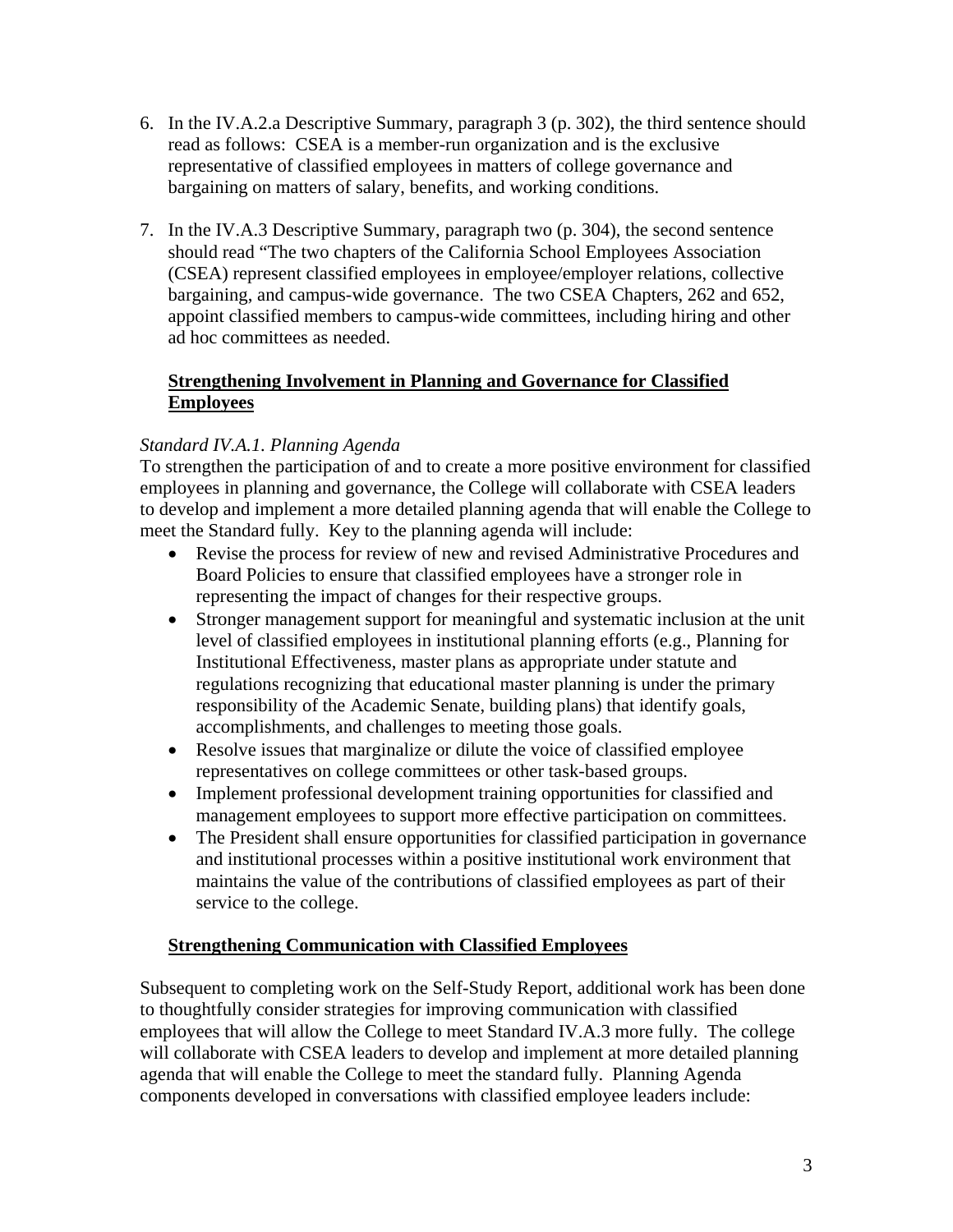6. In the IV.A.2.a Descriptive Summary, paragraph 3 (p. 302), the third sentence should read as follows: CSEA is a member-run organization and is the exclusive representative of classified employees in matters of college governance and bargaining on matters of salary, benefits, and working conditions.

7. In the IV.A.3 Descriptive Summary, paragraph two (p. 304), the second sentence should read "The two chapters of the California School Employees Association (CSEA) represent classified employees in employee/employer relations, collective bargaining, and campus-wide governance. The two CSEA Chapters, 262 and 652, appoint classified members to campus-wide committees, including hiring and other ad hoc committees as needed.

**<u>Strengthening Involvement in Planning and Governance for Classified Employees</u>**

*Standard IV.A.1. Planning Agenda*

To strengthen the participation of and to create a more positive environment for classified employees in planning and governance, the College will collaborate with CSEA leaders to develop and implement a more detailed planning agenda that will enable the College to meet the Standard fully. Key to the planning agenda will include:

- Revise the process for review of new and revised Administrative Procedures and Board Policies to ensure that classified employees have a stronger role in representing the impact of changes for their respective groups.
- Stronger management support for meaningful and systematic inclusion at the unit level of classified employees in institutional planning efforts (e.g., Planning for Institutional Effectiveness, master plans as appropriate under statute and regulations recognizing that educational master planning is under the primary responsibility of the Academic Senate, building plans) that identify goals, accomplishments, and challenges to meeting those goals.
- Resolve issues that marginalize or dilute the voice of classified employee representatives on college committees or other task-based groups.
- Implement professional development training opportunities for classified and management employees to support more effective participation on committees.
- The President shall ensure opportunities for classified participation in governance and institutional processes within a positive institutional work environment that maintains the value of the contributions of classified employees as part of their service to the college.

**<u>Strengthening Communication with Classified Employees</u>**

Subsequent to completing work on the Self-Study Report, additional work has been done to thoughtfully consider strategies for improving communication with classified employees that will allow the College to meet Standard IV.A.3 more fully. The college will collaborate with CSEA leaders to develop and implement at more detailed planning agenda that will enable the College to meet the standard fully. Planning Agenda components developed in conversations with classified employee leaders include: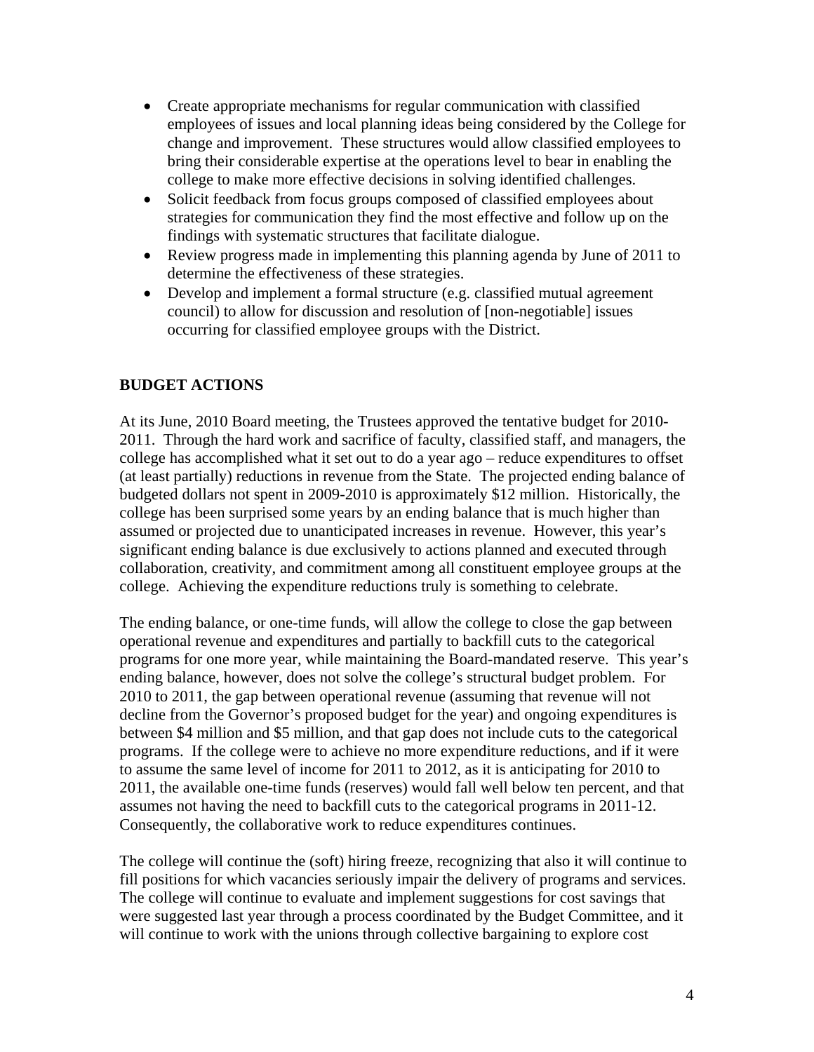- Create appropriate mechanisms for regular communication with classified employees of issues and local planning ideas being considered by the College for change and improvement. These structures would allow classified employees to bring their considerable expertise at the operations level to bear in enabling the college to make more effective decisions in solving identified challenges.
- Solicit feedback from focus groups composed of classified employees about strategies for communication they find the most effective and follow up on the findings with systematic structures that facilitate dialogue.
- Review progress made in implementing this planning agenda by June of 2011 to determine the effectiveness of these strategies.
- Develop and implement a formal structure (e.g. classified mutual agreement council) to allow for discussion and resolution of [non-negotiable] issues occurring for classified employee groups with the District.

## BUDGET ACTIONS

At its June, 2010 Board meeting, the Trustees approved the tentative budget for 2010-2011. Through the hard work and sacrifice of faculty, classified staff, and managers, the college has accomplished what it set out to do a year ago – reduce expenditures to offset (at least partially) reductions in revenue from the State. The projected ending balance of budgeted dollars not spent in 2009-2010 is approximately $12 million. Historically, the college has been surprised some years by an ending balance that is much higher than assumed or projected due to unanticipated increases in revenue. However, this year's significant ending balance is due exclusively to actions planned and executed through collaboration, creativity, and commitment among all constituent employee groups at the college. Achieving the expenditure reductions truly is something to celebrate.

The ending balance, or one-time funds, will allow the college to close the gap between operational revenue and expenditures and partially to backfill cuts to the categorical programs for one more year, while maintaining the Board-mandated reserve. This year's ending balance, however, does not solve the college's structural budget problem. For 2010 to 2011, the gap between operational revenue (assuming that revenue will not decline from the Governor's proposed budget for the year) and ongoing expenditures is between $4 million and $5 million, and that gap does not include cuts to the categorical programs. If the college were to achieve no more expenditure reductions, and if it were to assume the same level of income for 2011 to 2012, as it is anticipating for 2010 to 2011, the available one-time funds (reserves) would fall well below ten percent, and that assumes not having the need to backfill cuts to the categorical programs in 2011-12. Consequently, the collaborative work to reduce expenditures continues.

The college will continue the (soft) hiring freeze, recognizing that also it will continue to fill positions for which vacancies seriously impair the delivery of programs and services. The college will continue to evaluate and implement suggestions for cost savings that were suggested last year through a process coordinated by the Budget Committee, and it will continue to work with the unions through collective bargaining to explore cost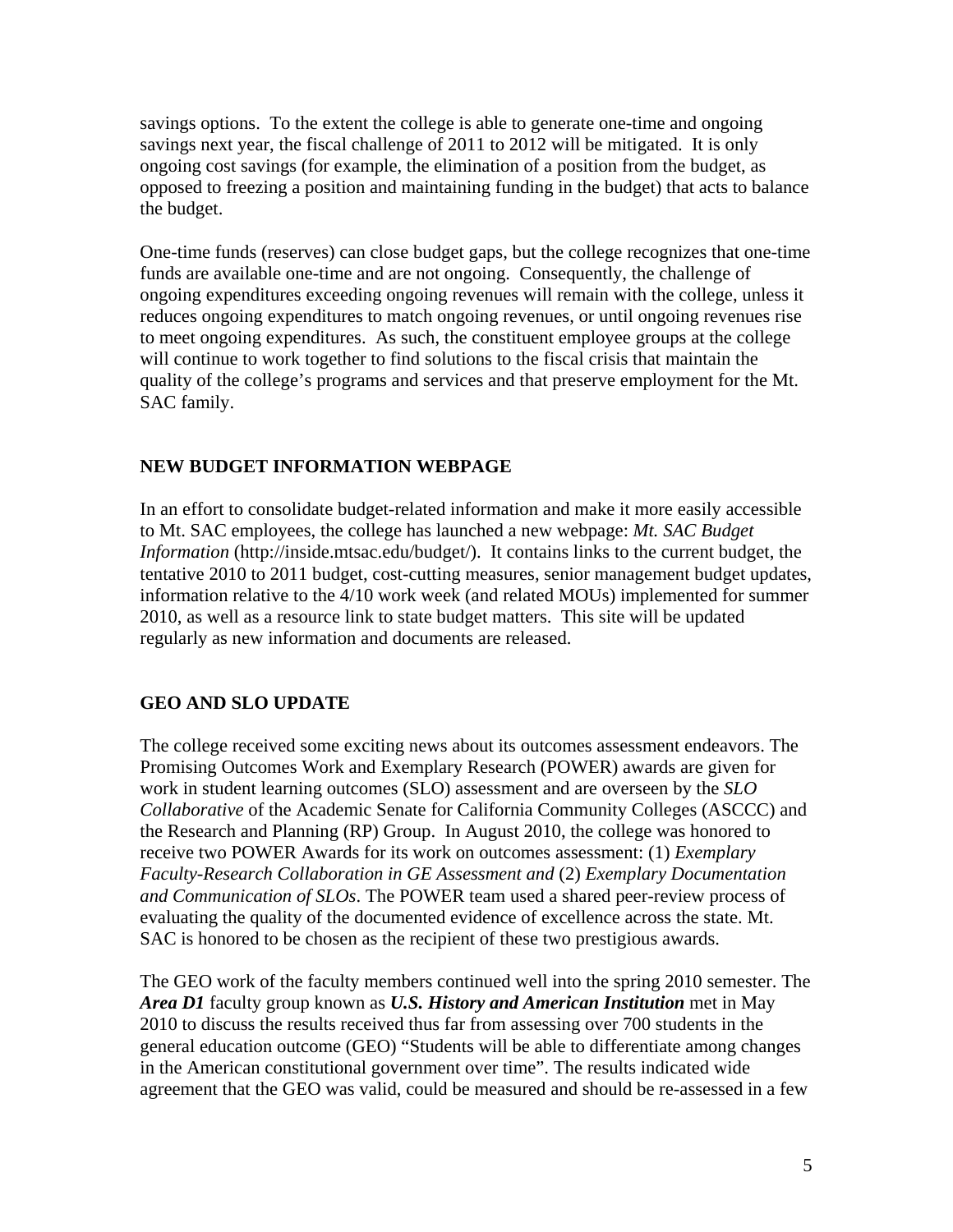savings options. To the extent the college is able to generate one-time and ongoing savings next year, the fiscal challenge of 2011 to 2012 will be mitigated. It is only ongoing cost savings (for example, the elimination of a position from the budget, as opposed to freezing a position and maintaining funding in the budget) that acts to balance the budget.

One-time funds (reserves) can close budget gaps, but the college recognizes that one-time funds are available one-time and are not ongoing. Consequently, the challenge of ongoing expenditures exceeding ongoing revenues will remain with the college, unless it reduces ongoing expenditures to match ongoing revenues, or until ongoing revenues rise to meet ongoing expenditures. As such, the constituent employee groups at the college will continue to work together to find solutions to the fiscal crisis that maintain the quality of the college's programs and services and that preserve employment for the Mt. SAC family.

## NEW BUDGET INFORMATION WEBPAGE

In an effort to consolidate budget-related information and make it more easily accessible to Mt. SAC employees, the college has launched a new webpage: *Mt. SAC Budget Information* (http://inside.mtsac.edu/budget/). It contains links to the current budget, the tentative 2010 to 2011 budget, cost-cutting measures, senior management budget updates, information relative to the 4/10 work week (and related MOUs) implemented for summer 2010, as well as a resource link to state budget matters. This site will be updated regularly as new information and documents are released.

## GEO AND SLO UPDATE

The college received some exciting news about its outcomes assessment endeavors. The Promising Outcomes Work and Exemplary Research (POWER) awards are given for work in student learning outcomes (SLO) assessment and are overseen by the *SLO Collaborative* of the Academic Senate for California Community Colleges (ASCCC) and the Research and Planning (RP) Group. In August 2010, the college was honored to receive two POWER Awards for its work on outcomes assessment: (1) *Exemplary Faculty-Research Collaboration in GE Assessment and* (2) *Exemplary Documentation and Communication of SLOs*. The POWER team used a shared peer-review process of evaluating the quality of the documented evidence of excellence across the state. Mt. SAC is honored to be chosen as the recipient of these two prestigious awards.

The GEO work of the faculty members continued well into the spring 2010 semester. The ***Area D1*** faculty group known as ***U.S. History and American Institution*** met in May 2010 to discuss the results received thus far from assessing over 700 students in the general education outcome (GEO) "Students will be able to differentiate among changes in the American constitutional government over time". The results indicated wide agreement that the GEO was valid, could be measured and should be re-assessed in a few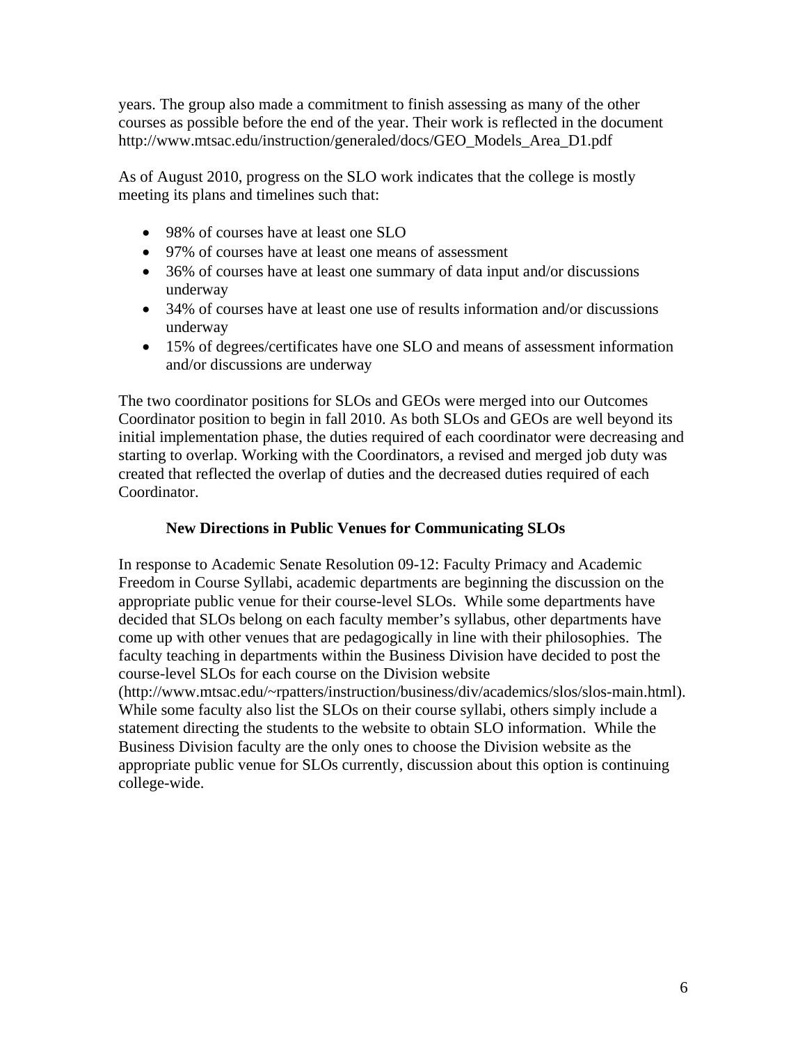years. The group also made a commitment to finish assessing as many of the other courses as possible before the end of the year. Their work is reflected in the document http://www.mtsac.edu/instruction/generaled/docs/GEO_Models_Area_D1.pdf

As of August 2010, progress on the SLO work indicates that the college is mostly meeting its plans and timelines such that:

- 98% of courses have at least one SLO
- 97% of courses have at least one means of assessment
- 36% of courses have at least one summary of data input and/or discussions underway
- 34% of courses have at least one use of results information and/or discussions underway
- 15% of degrees/certificates have one SLO and means of assessment information and/or discussions are underway

The two coordinator positions for SLOs and GEOs were merged into our Outcomes Coordinator position to begin in fall 2010. As both SLOs and GEOs are well beyond its initial implementation phase, the duties required of each coordinator were decreasing and starting to overlap. Working with the Coordinators, a revised and merged job duty was created that reflected the overlap of duties and the decreased duties required of each Coordinator.

### New Directions in Public Venues for Communicating SLOs

In response to Academic Senate Resolution 09-12: Faculty Primacy and Academic Freedom in Course Syllabi, academic departments are beginning the discussion on the appropriate public venue for their course-level SLOs. While some departments have decided that SLOs belong on each faculty member's syllabus, other departments have come up with other venues that are pedagogically in line with their philosophies. The faculty teaching in departments within the Business Division have decided to post the course-level SLOs for each course on the Division website (http://www.mtsac.edu/~rpatters/instruction/business/div/academics/slos/slos-main.html). While some faculty also list the SLOs on their course syllabi, others simply include a statement directing the students to the website to obtain SLO information. While the Business Division faculty are the only ones to choose the Division website as the appropriate public venue for SLOs currently, discussion about this option is continuing college-wide.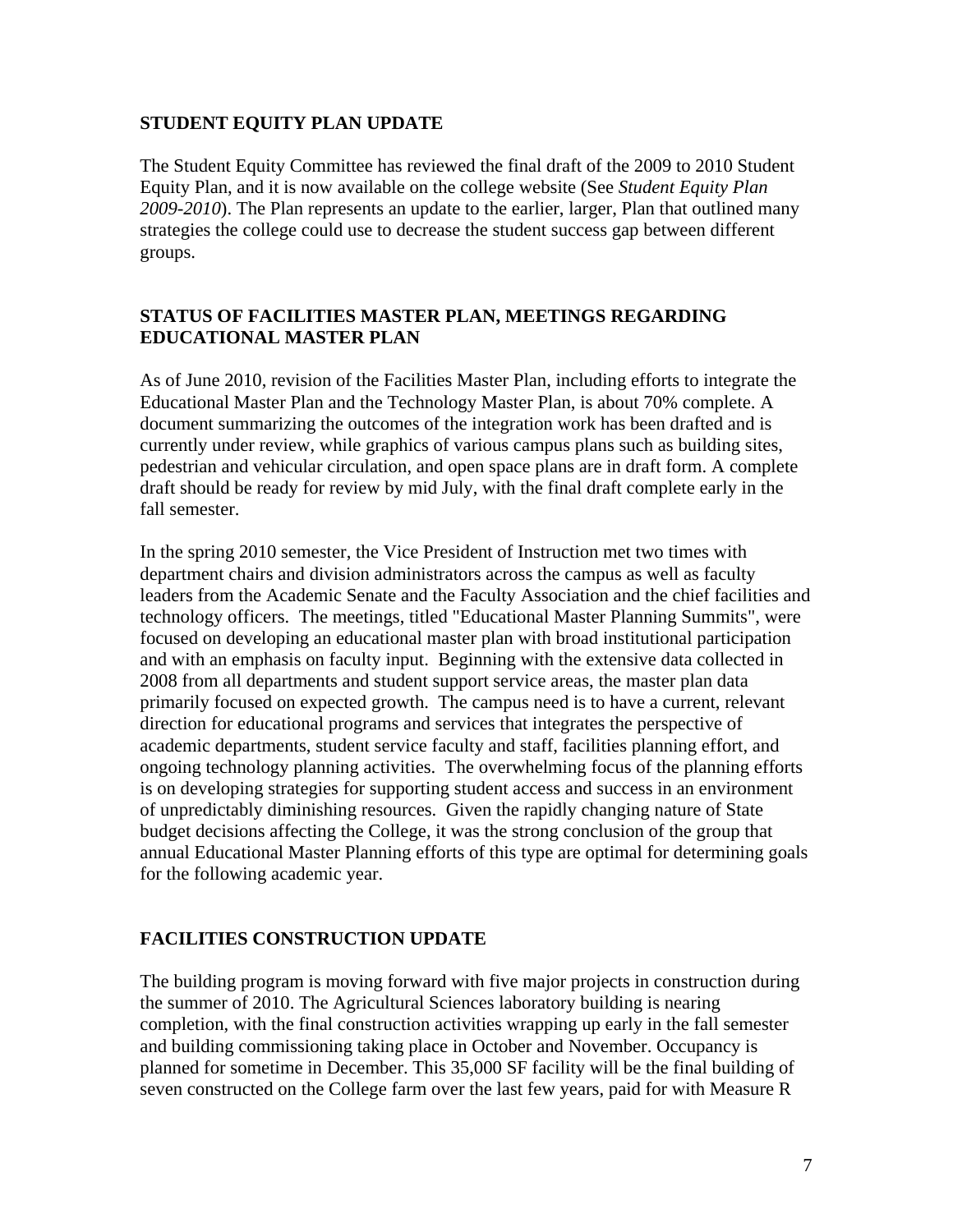## STUDENT EQUITY PLAN UPDATE

The Student Equity Committee has reviewed the final draft of the 2009 to 2010 Student Equity Plan, and it is now available on the college website (See *Student Equity Plan 2009-2010*). The Plan represents an update to the earlier, larger, Plan that outlined many strategies the college could use to decrease the student success gap between different groups.

## STATUS OF FACILITIES MASTER PLAN, MEETINGS REGARDING EDUCATIONAL MASTER PLAN

As of June 2010, revision of the Facilities Master Plan, including efforts to integrate the Educational Master Plan and the Technology Master Plan, is about 70% complete. A document summarizing the outcomes of the integration work has been drafted and is currently under review, while graphics of various campus plans such as building sites, pedestrian and vehicular circulation, and open space plans are in draft form. A complete draft should be ready for review by mid July, with the final draft complete early in the fall semester.

In the spring 2010 semester, the Vice President of Instruction met two times with department chairs and division administrators across the campus as well as faculty leaders from the Academic Senate and the Faculty Association and the chief facilities and technology officers. The meetings, titled "Educational Master Planning Summits", were focused on developing an educational master plan with broad institutional participation and with an emphasis on faculty input. Beginning with the extensive data collected in 2008 from all departments and student support service areas, the master plan data primarily focused on expected growth. The campus need is to have a current, relevant direction for educational programs and services that integrates the perspective of academic departments, student service faculty and staff, facilities planning effort, and ongoing technology planning activities. The overwhelming focus of the planning efforts is on developing strategies for supporting student access and success in an environment of unpredictably diminishing resources. Given the rapidly changing nature of State budget decisions affecting the College, it was the strong conclusion of the group that annual Educational Master Planning efforts of this type are optimal for determining goals for the following academic year.

## FACILITIES CONSTRUCTION UPDATE

The building program is moving forward with five major projects in construction during the summer of 2010. The Agricultural Sciences laboratory building is nearing completion, with the final construction activities wrapping up early in the fall semester and building commissioning taking place in October and November. Occupancy is planned for sometime in December. This 35,000 SF facility will be the final building of seven constructed on the College farm over the last few years, paid for with Measure R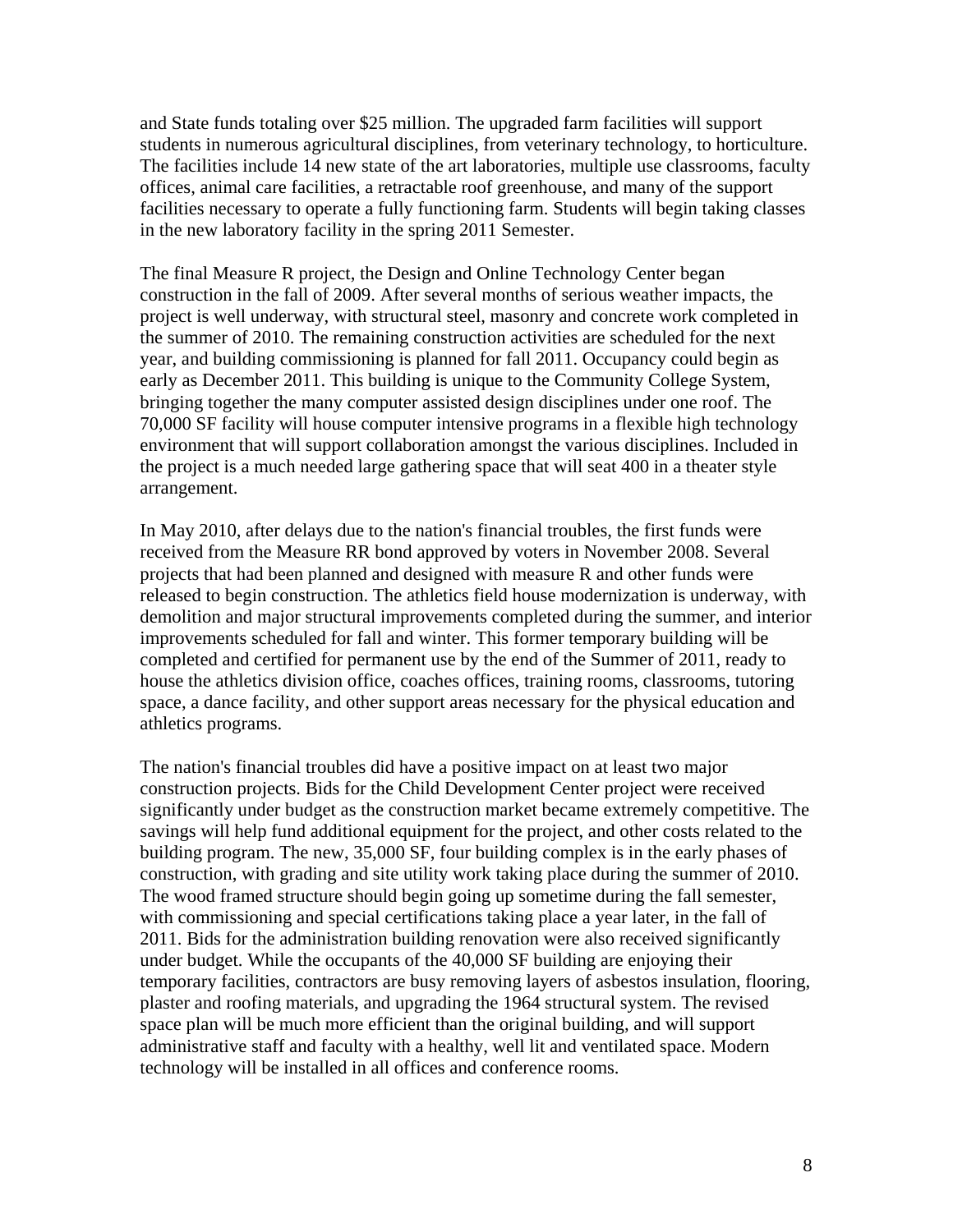and State funds totaling over $25 million. The upgraded farm facilities will support students in numerous agricultural disciplines, from veterinary technology, to horticulture. The facilities include 14 new state of the art laboratories, multiple use classrooms, faculty offices, animal care facilities, a retractable roof greenhouse, and many of the support facilities necessary to operate a fully functioning farm. Students will begin taking classes in the new laboratory facility in the spring 2011 Semester.

The final Measure R project, the Design and Online Technology Center began construction in the fall of 2009. After several months of serious weather impacts, the project is well underway, with structural steel, masonry and concrete work completed in the summer of 2010. The remaining construction activities are scheduled for the next year, and building commissioning is planned for fall 2011. Occupancy could begin as early as December 2011. This building is unique to the Community College System, bringing together the many computer assisted design disciplines under one roof. The 70,000 SF facility will house computer intensive programs in a flexible high technology environment that will support collaboration amongst the various disciplines. Included in the project is a much needed large gathering space that will seat 400 in a theater style arrangement.

In May 2010, after delays due to the nation's financial troubles, the first funds were received from the Measure RR bond approved by voters in November 2008. Several projects that had been planned and designed with measure R and other funds were released to begin construction. The athletics field house modernization is underway, with demolition and major structural improvements completed during the summer, and interior improvements scheduled for fall and winter. This former temporary building will be completed and certified for permanent use by the end of the Summer of 2011, ready to house the athletics division office, coaches offices, training rooms, classrooms, tutoring space, a dance facility, and other support areas necessary for the physical education and athletics programs.

The nation's financial troubles did have a positive impact on at least two major construction projects. Bids for the Child Development Center project were received significantly under budget as the construction market became extremely competitive. The savings will help fund additional equipment for the project, and other costs related to the building program. The new, 35,000 SF, four building complex is in the early phases of construction, with grading and site utility work taking place during the summer of 2010. The wood framed structure should begin going up sometime during the fall semester, with commissioning and special certifications taking place a year later, in the fall of 2011. Bids for the administration building renovation were also received significantly under budget. While the occupants of the 40,000 SF building are enjoying their temporary facilities, contractors are busy removing layers of asbestos insulation, flooring, plaster and roofing materials, and upgrading the 1964 structural system. The revised space plan will be much more efficient than the original building, and will support administrative staff and faculty with a healthy, well lit and ventilated space. Modern technology will be installed in all offices and conference rooms.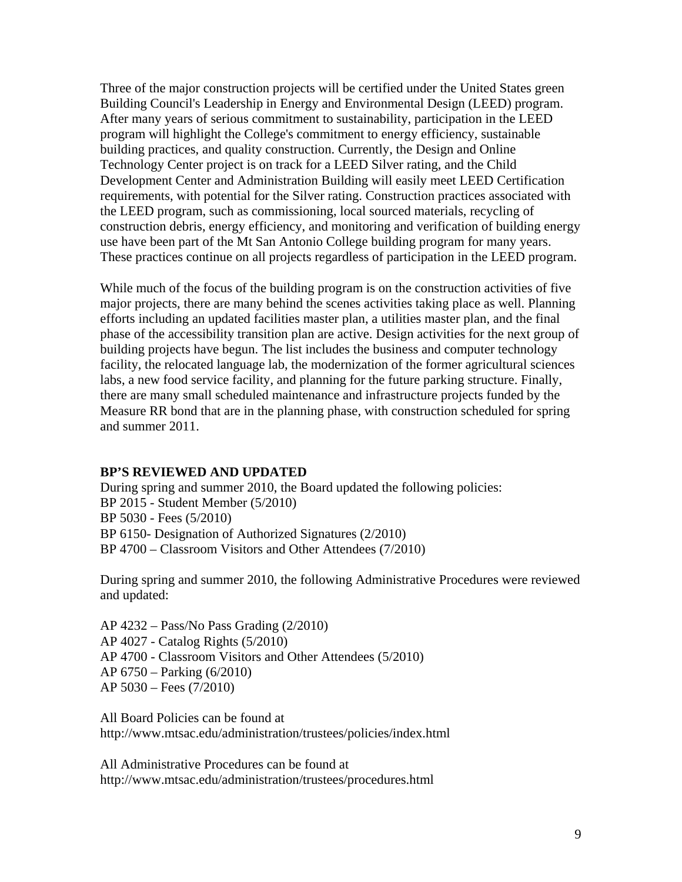Three of the major construction projects will be certified under the United States green Building Council's Leadership in Energy and Environmental Design (LEED) program. After many years of serious commitment to sustainability, participation in the LEED program will highlight the College's commitment to energy efficiency, sustainable building practices, and quality construction. Currently, the Design and Online Technology Center project is on track for a LEED Silver rating, and the Child Development Center and Administration Building will easily meet LEED Certification requirements, with potential for the Silver rating. Construction practices associated with the LEED program, such as commissioning, local sourced materials, recycling of construction debris, energy efficiency, and monitoring and verification of building energy use have been part of the Mt San Antonio College building program for many years. These practices continue on all projects regardless of participation in the LEED program.

While much of the focus of the building program is on the construction activities of five major projects, there are many behind the scenes activities taking place as well. Planning efforts including an updated facilities master plan, a utilities master plan, and the final phase of the accessibility transition plan are active. Design activities for the next group of building projects have begun. The list includes the business and computer technology facility, the relocated language lab, the modernization of the former agricultural sciences labs, a new food service facility, and planning for the future parking structure. Finally, there are many small scheduled maintenance and infrastructure projects funded by the Measure RR bond that are in the planning phase, with construction scheduled for spring and summer 2011.

**BP'S REVIEWED AND UPDATED**

During spring and summer 2010, the Board updated the following policies:
BP 2015 - Student Member (5/2010)
BP 5030 - Fees (5/2010)
BP 6150- Designation of Authorized Signatures (2/2010)
BP 4700 – Classroom Visitors and Other Attendees (7/2010)

During spring and summer 2010, the following Administrative Procedures were reviewed and updated:

AP 4232 – Pass/No Pass Grading (2/2010)
AP 4027 - Catalog Rights (5/2010)
AP 4700 - Classroom Visitors and Other Attendees (5/2010)
AP 6750 – Parking (6/2010)
AP 5030 – Fees (7/2010)

All Board Policies can be found at
http://www.mtsac.edu/administration/trustees/policies/index.html

All Administrative Procedures can be found at
http://www.mtsac.edu/administration/trustees/procedures.html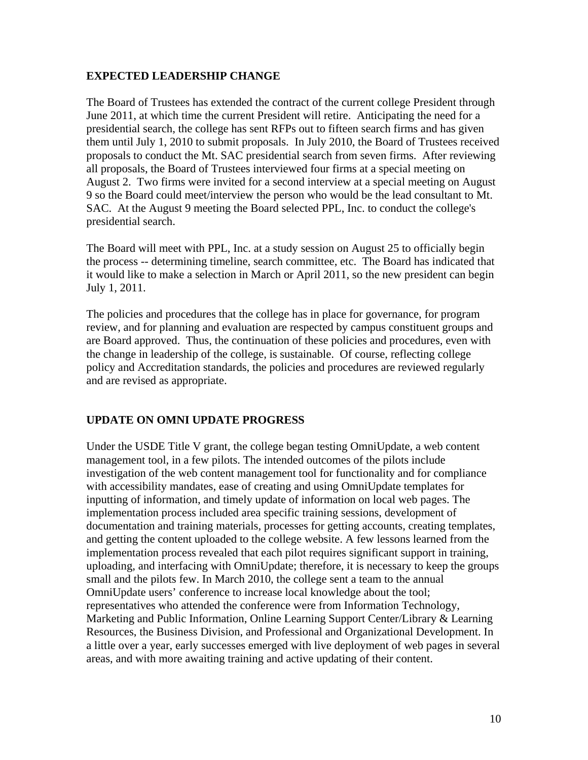## EXPECTED LEADERSHIP CHANGE

The Board of Trustees has extended the contract of the current college President through June 2011, at which time the current President will retire. Anticipating the need for a presidential search, the college has sent RFPs out to fifteen search firms and has given them until July 1, 2010 to submit proposals. In July 2010, the Board of Trustees received proposals to conduct the Mt. SAC presidential search from seven firms. After reviewing all proposals, the Board of Trustees interviewed four firms at a special meeting on August 2. Two firms were invited for a second interview at a special meeting on August 9 so the Board could meet/interview the person who would be the lead consultant to Mt. SAC. At the August 9 meeting the Board selected PPL, Inc. to conduct the college's presidential search.

The Board will meet with PPL, Inc. at a study session on August 25 to officially begin the process -- determining timeline, search committee, etc. The Board has indicated that it would like to make a selection in March or April 2011, so the new president can begin July 1, 2011.

The policies and procedures that the college has in place for governance, for program review, and for planning and evaluation are respected by campus constituent groups and are Board approved. Thus, the continuation of these policies and procedures, even with the change in leadership of the college, is sustainable. Of course, reflecting college policy and Accreditation standards, the policies and procedures are reviewed regularly and are revised as appropriate.

## UPDATE ON OMNI UPDATE PROGRESS

Under the USDE Title V grant, the college began testing OmniUpdate, a web content management tool, in a few pilots. The intended outcomes of the pilots include investigation of the web content management tool for functionality and for compliance with accessibility mandates, ease of creating and using OmniUpdate templates for inputting of information, and timely update of information on local web pages. The implementation process included area specific training sessions, development of documentation and training materials, processes for getting accounts, creating templates, and getting the content uploaded to the college website. A few lessons learned from the implementation process revealed that each pilot requires significant support in training, uploading, and interfacing with OmniUpdate; therefore, it is necessary to keep the groups small and the pilots few. In March 2010, the college sent a team to the annual OmniUpdate users' conference to increase local knowledge about the tool; representatives who attended the conference were from Information Technology, Marketing and Public Information, Online Learning Support Center/Library & Learning Resources, the Business Division, and Professional and Organizational Development. In a little over a year, early successes emerged with live deployment of web pages in several areas, and with more awaiting training and active updating of their content.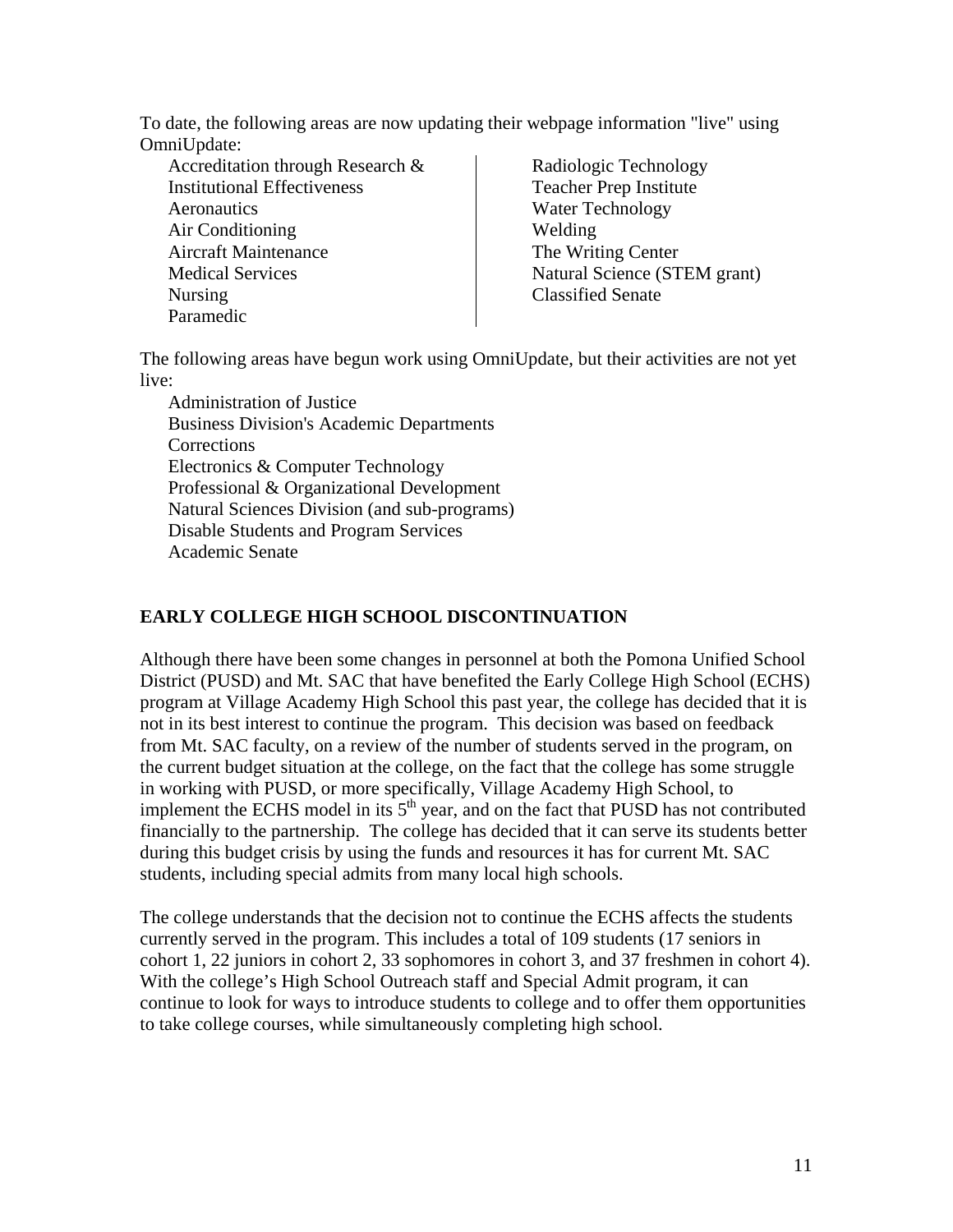To date, the following areas are now updating their webpage information "live" using OmniUpdate:

- Accreditation through Research & Institutional Effectiveness
- Aeronautics
- Air Conditioning
- Aircraft Maintenance
- Medical Services
- Nursing
- Paramedic
- Radiologic Technology
- Teacher Prep Institute
- Water Technology
- Welding
- The Writing Center
- Natural Science (STEM grant)
- Classified Senate

The following areas have begun work using OmniUpdate, but their activities are not yet live:

- Administration of Justice
- Business Division's Academic Departments
- Corrections
- Electronics & Computer Technology
- Professional & Organizational Development
- Natural Sciences Division (and sub-programs)
- Disable Students and Program Services
- Academic Senate

## EARLY COLLEGE HIGH SCHOOL DISCONTINUATION

Although there have been some changes in personnel at both the Pomona Unified School District (PUSD) and Mt. SAC that have benefited the Early College High School (ECHS) program at Village Academy High School this past year, the college has decided that it is not in its best interest to continue the program. This decision was based on feedback from Mt. SAC faculty, on a review of the number of students served in the program, on the current budget situation at the college, on the fact that the college has some struggle in working with PUSD, or more specifically, Village Academy High School, to implement the ECHS model in its 5th year, and on the fact that PUSD has not contributed financially to the partnership. The college has decided that it can serve its students better during this budget crisis by using the funds and resources it has for current Mt. SAC students, including special admits from many local high schools.

The college understands that the decision not to continue the ECHS affects the students currently served in the program. This includes a total of 109 students (17 seniors in cohort 1, 22 juniors in cohort 2, 33 sophomores in cohort 3, and 37 freshmen in cohort 4). With the college's High School Outreach staff and Special Admit program, it can continue to look for ways to introduce students to college and to offer them opportunities to take college courses, while simultaneously completing high school.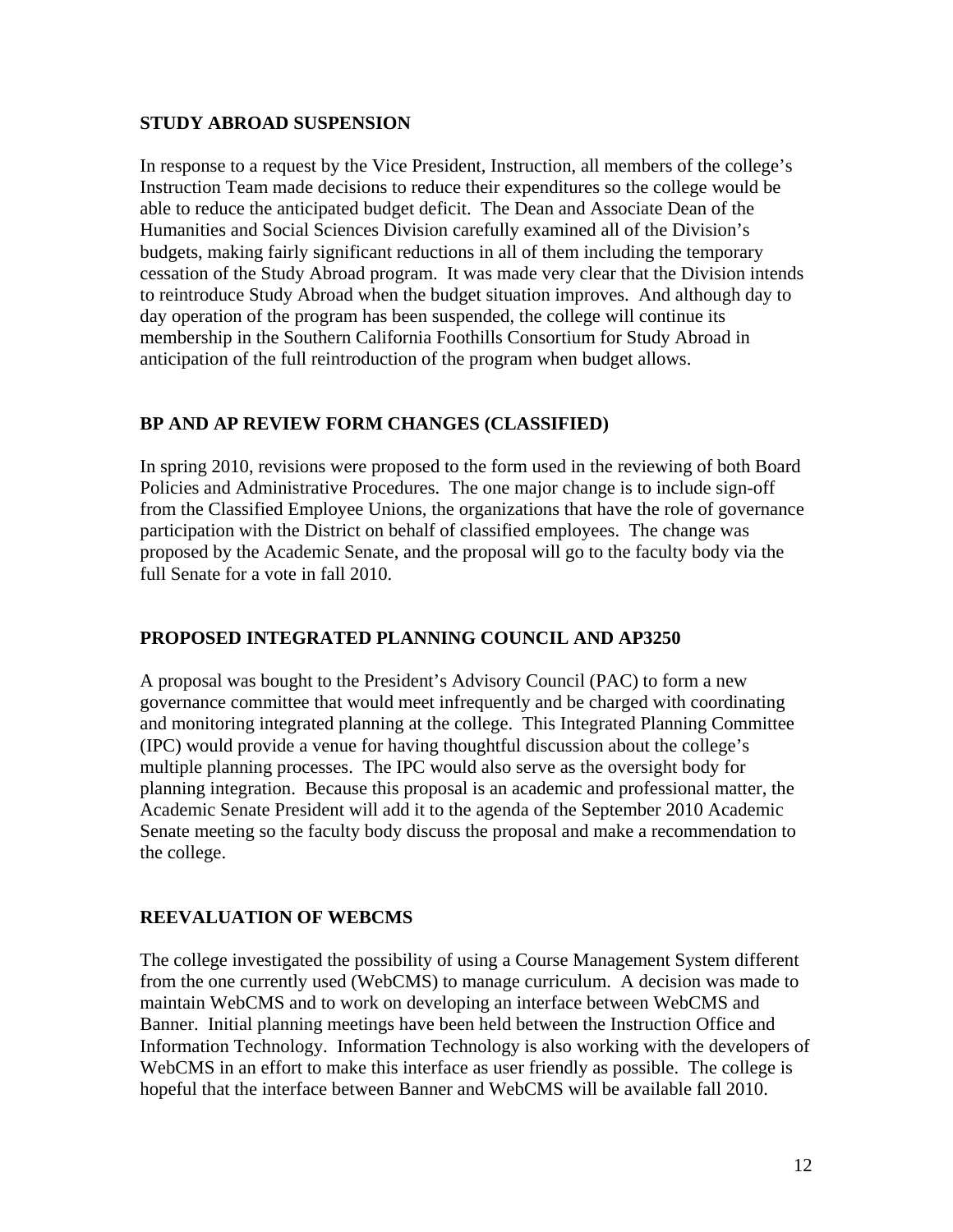## STUDY ABROAD SUSPENSION

In response to a request by the Vice President, Instruction, all members of the college's Instruction Team made decisions to reduce their expenditures so the college would be able to reduce the anticipated budget deficit. The Dean and Associate Dean of the Humanities and Social Sciences Division carefully examined all of the Division's budgets, making fairly significant reductions in all of them including the temporary cessation of the Study Abroad program. It was made very clear that the Division intends to reintroduce Study Abroad when the budget situation improves. And although day to day operation of the program has been suspended, the college will continue its membership in the Southern California Foothills Consortium for Study Abroad in anticipation of the full reintroduction of the program when budget allows.

## BP AND AP REVIEW FORM CHANGES (CLASSIFIED)

In spring 2010, revisions were proposed to the form used in the reviewing of both Board Policies and Administrative Procedures. The one major change is to include sign-off from the Classified Employee Unions, the organizations that have the role of governance participation with the District on behalf of classified employees. The change was proposed by the Academic Senate, and the proposal will go to the faculty body via the full Senate for a vote in fall 2010.

## PROPOSED INTEGRATED PLANNING COUNCIL AND AP3250

A proposal was bought to the President's Advisory Council (PAC) to form a new governance committee that would meet infrequently and be charged with coordinating and monitoring integrated planning at the college. This Integrated Planning Committee (IPC) would provide a venue for having thoughtful discussion about the college's multiple planning processes. The IPC would also serve as the oversight body for planning integration. Because this proposal is an academic and professional matter, the Academic Senate President will add it to the agenda of the September 2010 Academic Senate meeting so the faculty body discuss the proposal and make a recommendation to the college.

## REEVALUATION OF WEBCMS

The college investigated the possibility of using a Course Management System different from the one currently used (WebCMS) to manage curriculum. A decision was made to maintain WebCMS and to work on developing an interface between WebCMS and Banner. Initial planning meetings have been held between the Instruction Office and Information Technology. Information Technology is also working with the developers of WebCMS in an effort to make this interface as user friendly as possible. The college is hopeful that the interface between Banner and WebCMS will be available fall 2010.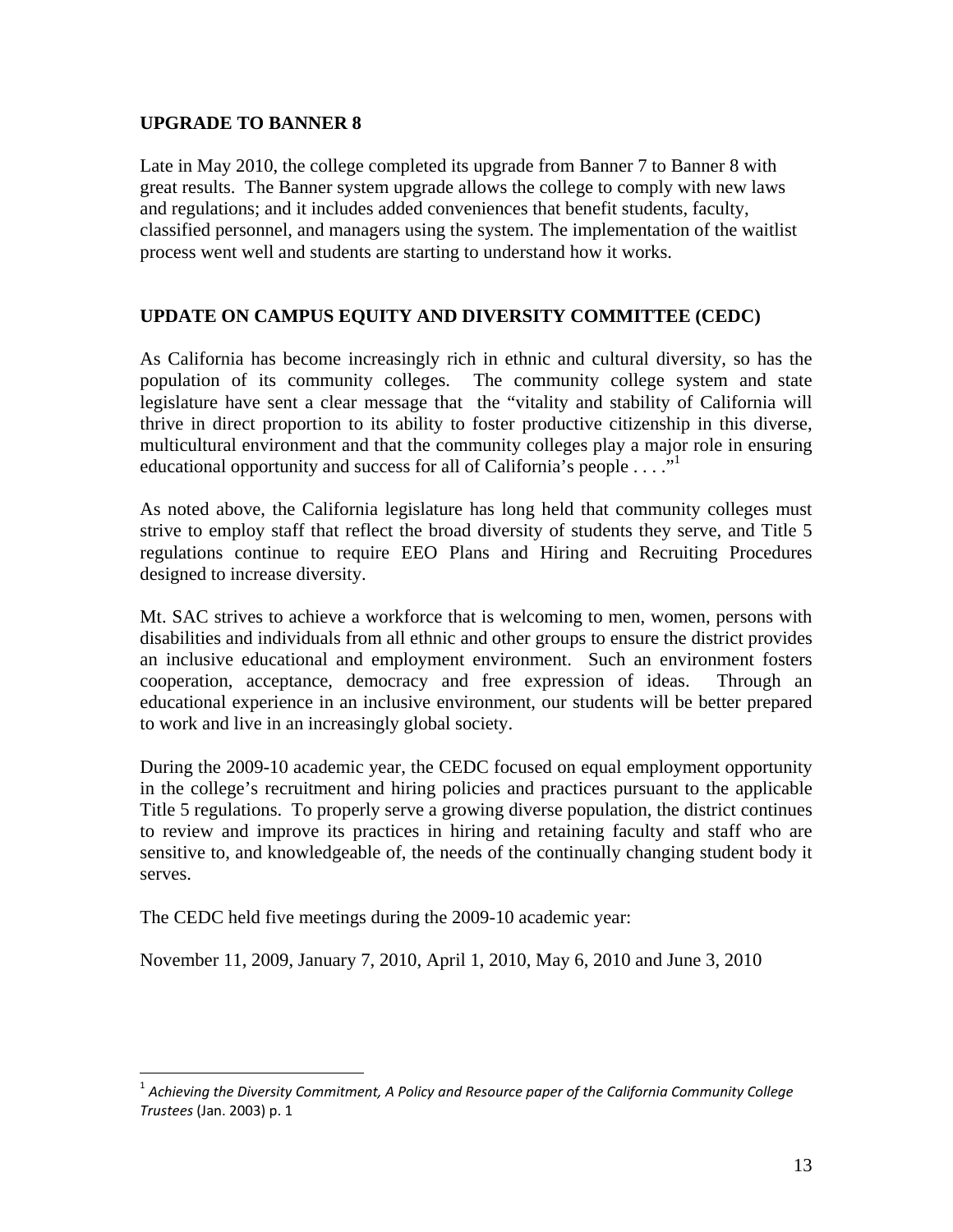## UPGRADE TO BANNER 8

Late in May 2010, the college completed its upgrade from Banner 7 to Banner 8 with great results. The Banner system upgrade allows the college to comply with new laws and regulations; and it includes added conveniences that benefit students, faculty, classified personnel, and managers using the system. The implementation of the waitlist process went well and students are starting to understand how it works.

## UPDATE ON CAMPUS EQUITY AND DIVERSITY COMMITTEE (CEDC)

As California has become increasingly rich in ethnic and cultural diversity, so has the population of its community colleges. The community college system and state legislature have sent a clear message that the "vitality and stability of California will thrive in direct proportion to its ability to foster productive citizenship in this diverse, multicultural environment and that the community colleges play a major role in ensuring educational opportunity and success for all of California's people . . . ."[1]

As noted above, the California legislature has long held that community colleges must strive to employ staff that reflect the broad diversity of students they serve, and Title 5 regulations continue to require EEO Plans and Hiring and Recruiting Procedures designed to increase diversity.

Mt. SAC strives to achieve a workforce that is welcoming to men, women, persons with disabilities and individuals from all ethnic and other groups to ensure the district provides an inclusive educational and employment environment. Such an environment fosters cooperation, acceptance, democracy and free expression of ideas. Through an educational experience in an inclusive environment, our students will be better prepared to work and live in an increasingly global society.

During the 2009-10 academic year, the CEDC focused on equal employment opportunity in the college's recruitment and hiring policies and practices pursuant to the applicable Title 5 regulations. To properly serve a growing diverse population, the district continues to review and improve its practices in hiring and retaining faculty and staff who are sensitive to, and knowledgeable of, the needs of the continually changing student body it serves.

The CEDC held five meetings during the 2009-10 academic year:

November 11, 2009, January 7, 2010, April 1, 2010, May 6, 2010 and June 3, 2010

---

[1] *Achieving the Diversity Commitment, A Policy and Resource paper of the California Community College Trustees* (Jan. 2003) p. 1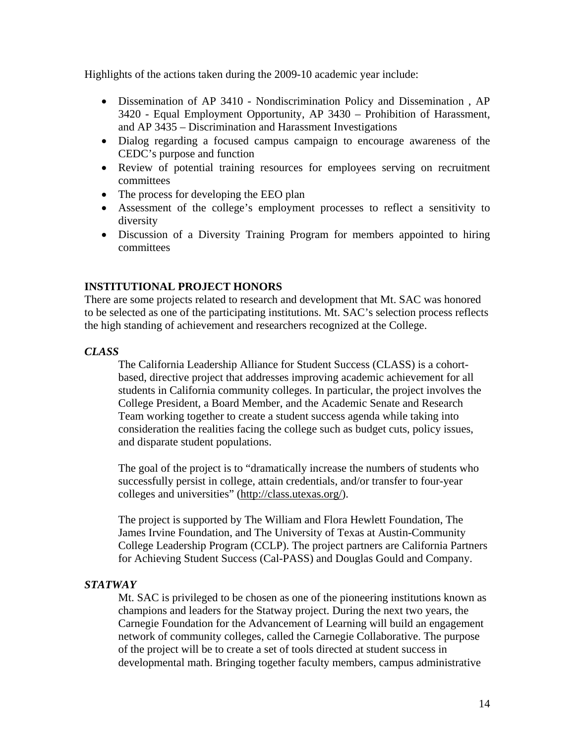Highlights of the actions taken during the 2009-10 academic year include:

- Dissemination of AP 3410 - Nondiscrimination Policy and Dissemination , AP 3420 - Equal Employment Opportunity, AP 3430 – Prohibition of Harassment, and AP 3435 – Discrimination and Harassment Investigations
- Dialog regarding a focused campus campaign to encourage awareness of the CEDC's purpose and function
- Review of potential training resources for employees serving on recruitment committees
- The process for developing the EEO plan
- Assessment of the college's employment processes to reflect a sensitivity to diversity
- Discussion of a Diversity Training Program for members appointed to hiring committees

## INSTITUTIONAL PROJECT HONORS

There are some projects related to research and development that Mt. SAC was honored to be selected as one of the participating institutions. Mt. SAC's selection process reflects the high standing of achievement and researchers recognized at the College.

### *CLASS*

The California Leadership Alliance for Student Success (CLASS) is a cohort-based, directive project that addresses improving academic achievement for all students in California community colleges. In particular, the project involves the College President, a Board Member, and the Academic Senate and Research Team working together to create a student success agenda while taking into consideration the realities facing the college such as budget cuts, policy issues, and disparate student populations.

The goal of the project is to "dramatically increase the numbers of students who successfully persist in college, attain credentials, and/or transfer to four-year colleges and universities" (http://class.utexas.org/).

The project is supported by The William and Flora Hewlett Foundation, The James Irvine Foundation, and The University of Texas at Austin-Community College Leadership Program (CCLP). The project partners are California Partners for Achieving Student Success (Cal-PASS) and Douglas Gould and Company.

### *STATWAY*

Mt. SAC is privileged to be chosen as one of the pioneering institutions known as champions and leaders for the Statway project. During the next two years, the Carnegie Foundation for the Advancement of Learning will build an engagement network of community colleges, called the Carnegie Collaborative. The purpose of the project will be to create a set of tools directed at student success in developmental math. Bringing together faculty members, campus administrative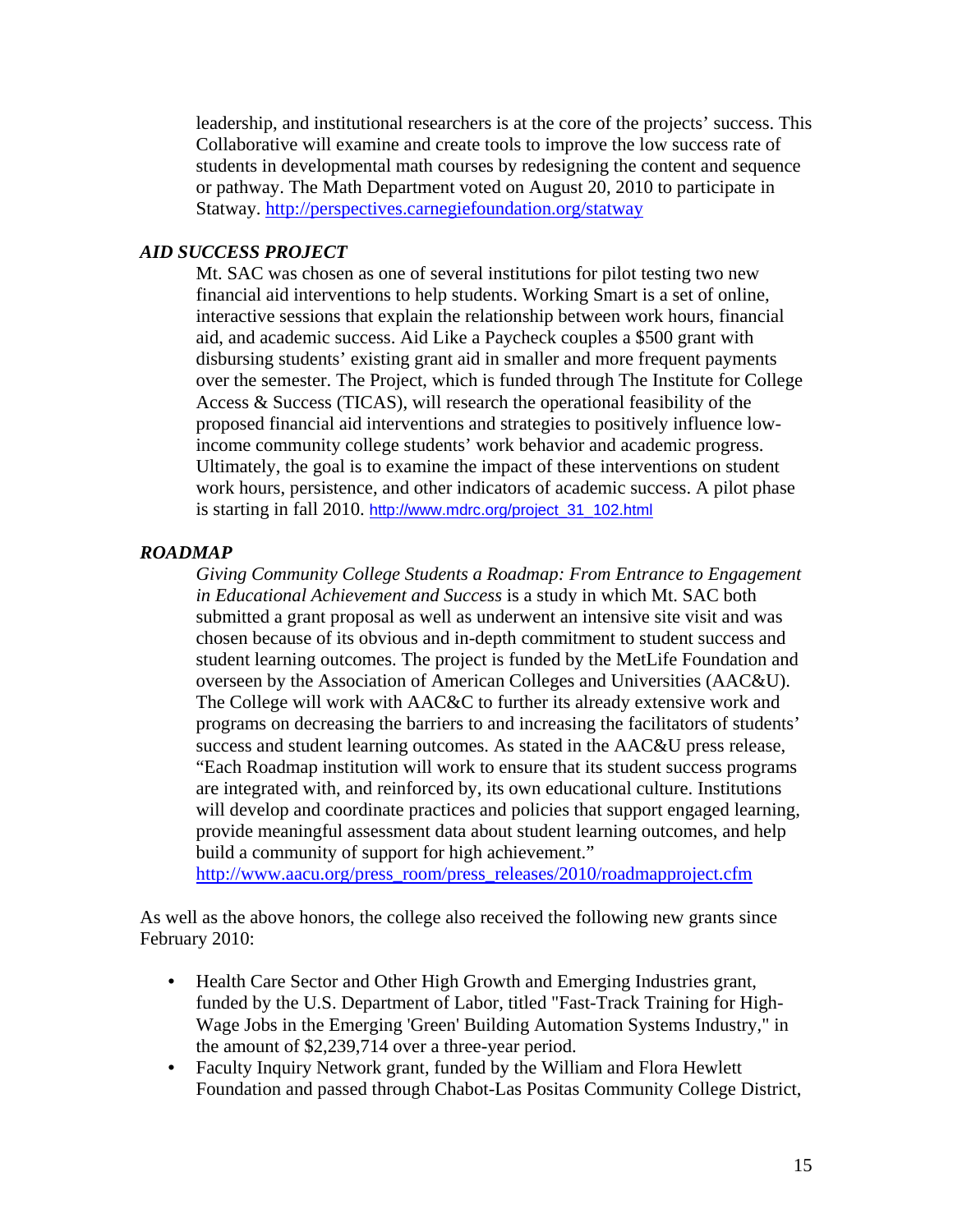leadership, and institutional researchers is at the core of the projects' success. This Collaborative will examine and create tools to improve the low success rate of students in developmental math courses by redesigning the content and sequence or pathway. The Math Department voted on August 20, 2010 to participate in Statway. http://perspectives.carnegiefoundation.org/statway

***AID SUCCESS PROJECT***

Mt. SAC was chosen as one of several institutions for pilot testing two new financial aid interventions to help students. Working Smart is a set of online, interactive sessions that explain the relationship between work hours, financial aid, and academic success. Aid Like a Paycheck couples a $500 grant with disbursing students' existing grant aid in smaller and more frequent payments over the semester. The Project, which is funded through The Institute for College Access & Success (TICAS), will research the operational feasibility of the proposed financial aid interventions and strategies to positively influence low-income community college students' work behavior and academic progress. Ultimately, the goal is to examine the impact of these interventions on student work hours, persistence, and other indicators of academic success. A pilot phase is starting in fall 2010. http://www.mdrc.org/project_31_102.html

***ROADMAP***

*Giving Community College Students a Roadmap: From Entrance to Engagement in Educational Achievement and Success* is a study in which Mt. SAC both submitted a grant proposal as well as underwent an intensive site visit and was chosen because of its obvious and in-depth commitment to student success and student learning outcomes. The project is funded by the MetLife Foundation and overseen by the Association of American Colleges and Universities (AAC&U). The College will work with AAC&C to further its already extensive work and programs on decreasing the barriers to and increasing the facilitators of students' success and student learning outcomes. As stated in the AAC&U press release, "Each Roadmap institution will work to ensure that its student success programs are integrated with, and reinforced by, its own educational culture. Institutions will develop and coordinate practices and policies that support engaged learning, provide meaningful assessment data about student learning outcomes, and help build a community of support for high achievement."
http://www.aacu.org/press_room/press_releases/2010/roadmapproject.cfm

As well as the above honors, the college also received the following new grants since February 2010:

- Health Care Sector and Other High Growth and Emerging Industries grant, funded by the U.S. Department of Labor, titled "Fast-Track Training for High-Wage Jobs in the Emerging 'Green' Building Automation Systems Industry," in the amount of $2,239,714 over a three-year period.
- Faculty Inquiry Network grant, funded by the William and Flora Hewlett Foundation and passed through Chabot-Las Positas Community College District,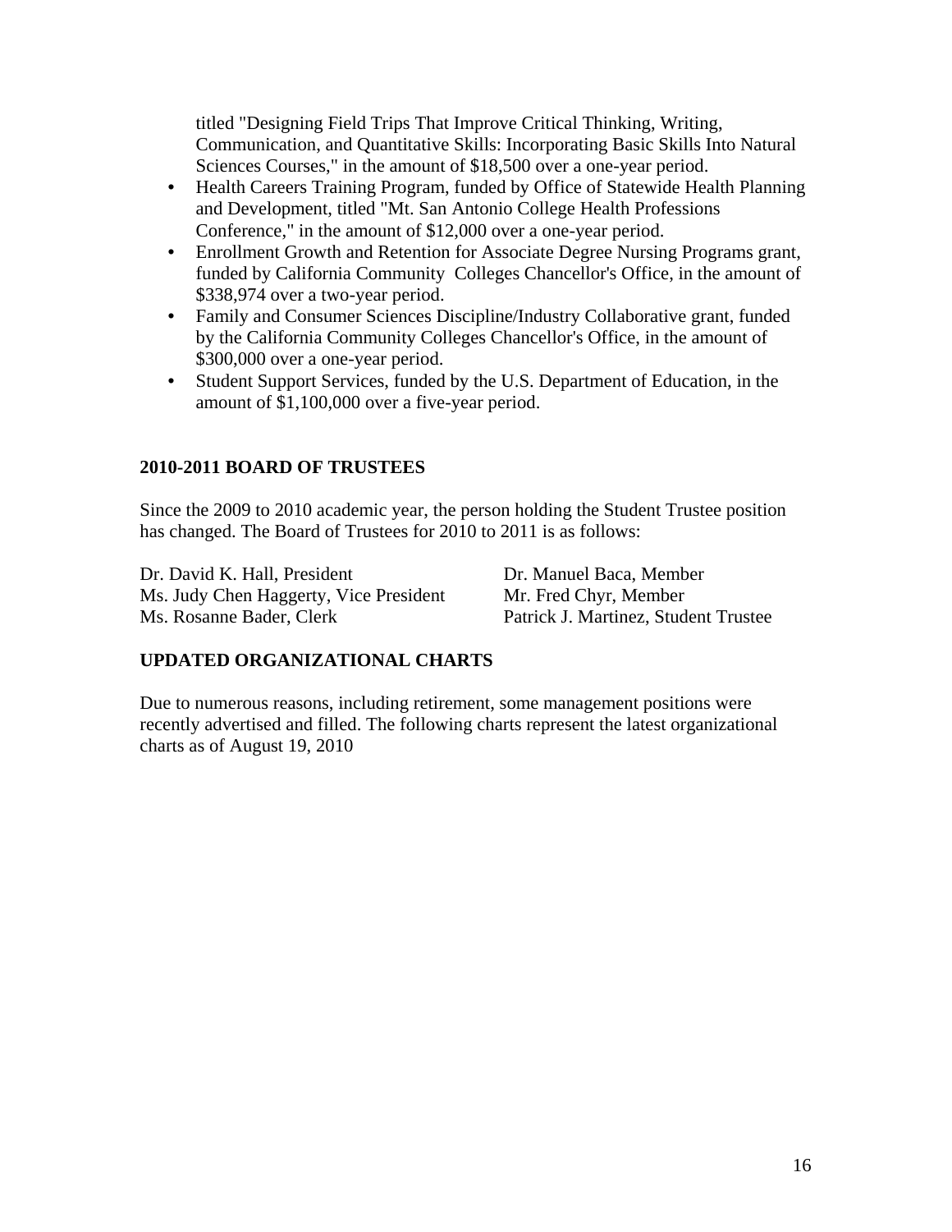titled "Designing Field Trips That Improve Critical Thinking, Writing, Communication, and Quantitative Skills: Incorporating Basic Skills Into Natural Sciences Courses," in the amount of $18,500 over a one-year period.

- Health Careers Training Program, funded by Office of Statewide Health Planning and Development, titled "Mt. San Antonio College Health Professions Conference," in the amount of $12,000 over a one-year period.
- Enrollment Growth and Retention for Associate Degree Nursing Programs grant, funded by California Community Colleges Chancellor's Office, in the amount of $338,974 over a two-year period.
- Family and Consumer Sciences Discipline/Industry Collaborative grant, funded by the California Community Colleges Chancellor's Office, in the amount of $300,000 over a one-year period.
- Student Support Services, funded by the U.S. Department of Education, in the amount of $1,100,000 over a five-year period.

**2010-2011 BOARD OF TRUSTEES**

Since the 2009 to 2010 academic year, the person holding the Student Trustee position has changed. The Board of Trustees for 2010 to 2011 is as follows:

Dr. David K. Hall, President
Ms. Judy Chen Haggerty, Vice President
Ms. Rosanne Bader, Clerk
Dr. Manuel Baca, Member
Mr. Fred Chyr, Member
Patrick J. Martinez, Student Trustee

**UPDATED ORGANIZATIONAL CHARTS**

Due to numerous reasons, including retirement, some management positions were recently advertised and filled. The following charts represent the latest organizational charts as of August 19, 2010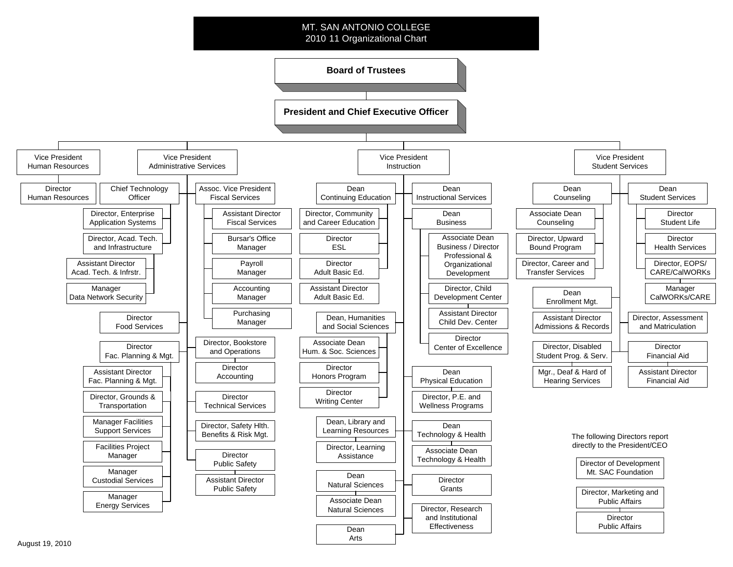# MT. SAN ANTONIO COLLEGE
## 2010 11 Organizational Chart

**Board of Trustees**

**President and Chief Executive Officer**

- Vice President Human Resources
  - Director Human Resources
- Vice President Administrative Services
  - Chief Technology Officer
    - Director, Enterprise Application Systems
    - Director, Acad. Tech. and Infrastructure
      - Assistant Director Acad. Tech. & Infrstr.
      - Manager Data Network Security
  - Assoc. Vice President Fiscal Services
    - Assistant Director Fiscal Services
    - Bursar's Office Manager
    - Payroll Manager
    - Accounting Manager
    - Purchasing Manager
  - Director Food Services
  - Director Fac. Planning & Mgt.
    - Assistant Director Fac. Planning & Mgt.
    - Director, Grounds & Transportation
    - Manager Facilities Support Services
    - Facilities Project Manager
    - Manager Custodial Services
    - Manager Energy Services
  - Director, Bookstore and Operations
    - Director Accounting
  - Director Technical Services
  - Director, Safety Hlth. Benefits & Risk Mgt.
  - Director Public Safety
    - Assistant Director Public Safety
- Vice President Instruction
  - Dean Continuing Education
    - Director, Community and Career Education
    - Director ESL
    - Director Adult Basic Ed.
      - Assistant Director Adult Basic Ed.
  - Dean Instructional Services
  - Dean Business
    - Associate Dean Business / Director Professional & Organizational Development
    - Director, Child Development Center
      - Assistant Director Child Dev. Center
    - Director Center of Excellence
  - Dean, Humanities and Social Sciences
    - Associate Dean Hum. & Soc. Sciences
    - Director Honors Program
    - Director Writing Center
  - Dean Physical Education
    - Director, P.E. and Wellness Programs
  - Dean, Library and Learning Resources
    - Director, Learning Assistance
  - Dean Technology & Health
    - Associate Dean Technology & Health
  - Dean Natural Sciences
    - Associate Dean Natural Sciences
  - Director Grants
  - Director, Research and Institutional Effectiveness
  - Dean Arts
- Vice President Student Services
  - Dean Counseling
    - Associate Dean Counseling
    - Director, Upward Bound Program
    - Director, Career and Transfer Services
  - Dean Student Services
    - Director Student Life
    - Director Health Services
    - Director, EOPS/ CARE/CalWORKs
      - Manager CalWORKs/CARE
  - Dean Enrollment Mgt.
    - Assistant Director Admissions & Records
  - Director, Assessment and Matriculation
  - Director, Disabled Student Prog. & Serv.
    - Mgr., Deaf & Hard of Hearing Services
  - Director Financial Aid
    - Assistant Director Financial Aid

The following Directors report directly to the President/CEO

- Director of Development Mt. SAC Foundation
- Director, Marketing and Public Affairs
  - Director Public Affairs

August 19, 2010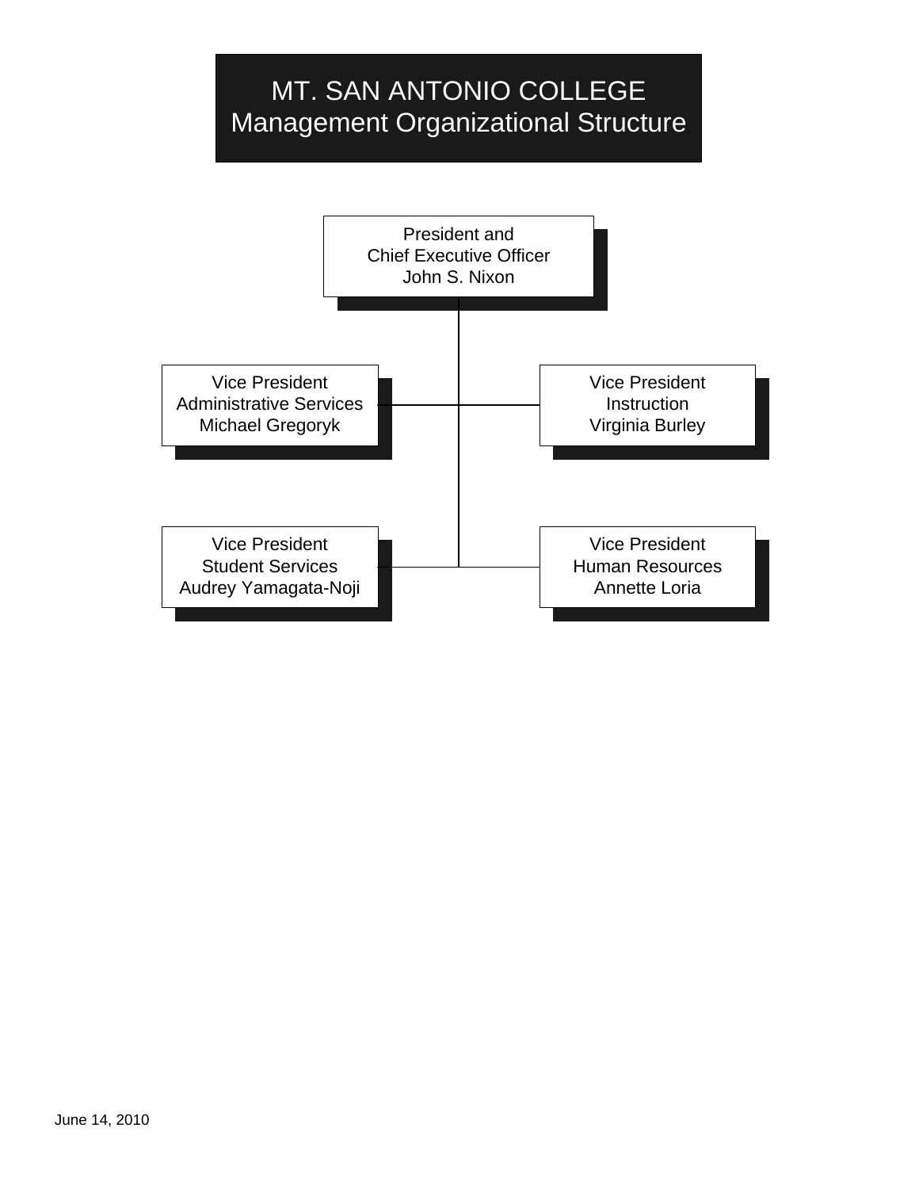# MT. SAN ANTONIO COLLEGE
## Management Organizational Structure

**President and Chief Executive Officer**
John S. Nixon

- **Vice President, Administrative Services**
  Michael Gregoryk
- **Vice President, Instruction**
  Virginia Burley
- **Vice President, Student Services**
  Audrey Yamagata-Noji
- **Vice President, Human Resources**
  Annette Loria

June 14, 2010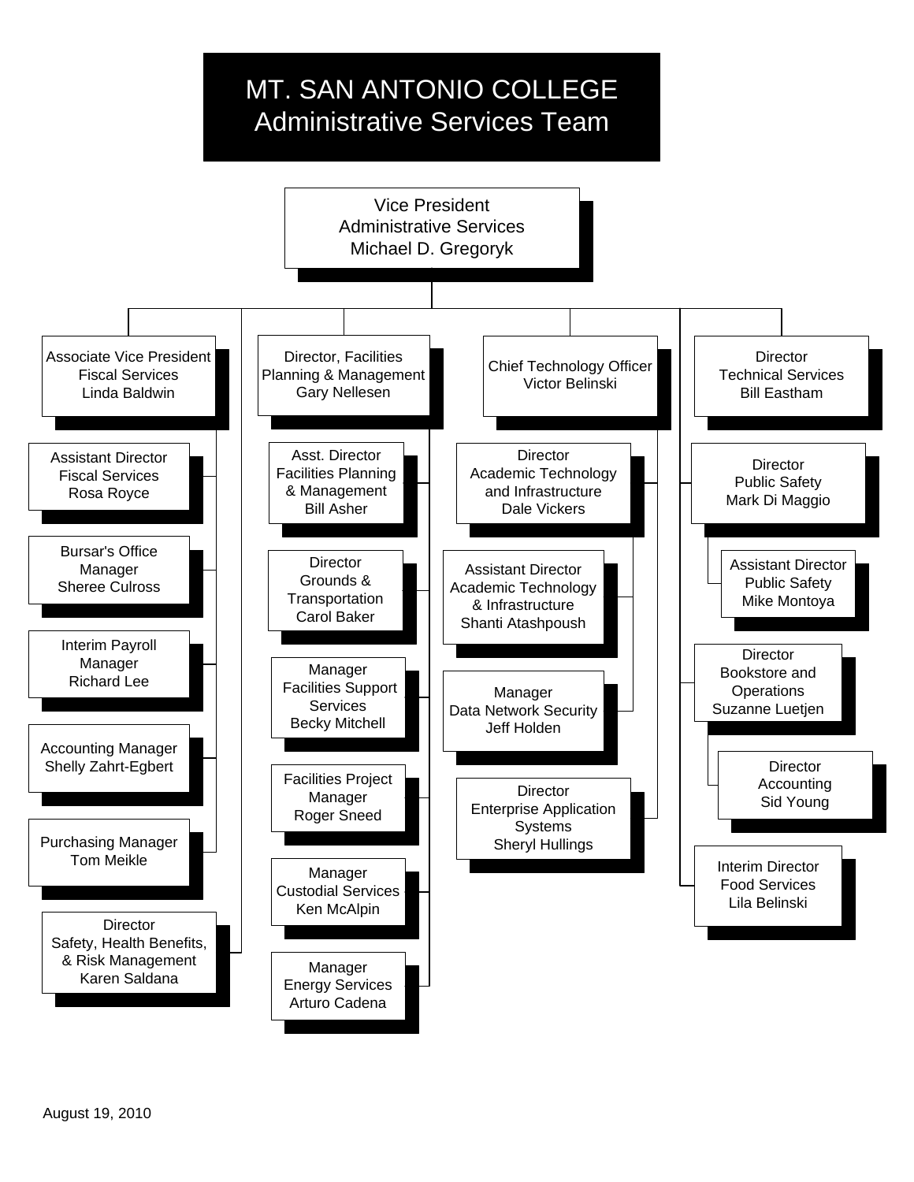# MT. SAN ANTONIO COLLEGE
## Administrative Services Team

**Vice President**
**Administrative Services**
**Michael D. Gregoryk**

- **Associate Vice President, Fiscal Services** — Linda Baldwin
  - Assistant Director, Fiscal Services — Rosa Royce
  - Bursar's Office Manager — Sheree Culross
  - Interim Payroll Manager — Richard Lee
  - Accounting Manager — Shelly Zahrt-Egbert
  - Purchasing Manager — Tom Meikle
- Director, Safety, Health Benefits, & Risk Management — Karen Saldana
- **Director, Facilities Planning & Management** — Gary Nellesen
  - Asst. Director, Facilities Planning & Management — Bill Asher
  - Director, Grounds & Transportation — Carol Baker
  - Manager, Facilities Support Services — Becky Mitchell
  - Facilities Project Manager — Roger Sneed
  - Manager, Custodial Services — Ken McAlpin
  - Manager, Energy Services — Arturo Cadena
- **Chief Technology Officer** — Victor Belinski
  - Director, Academic Technology and Infrastructure — Dale Vickers
    - Assistant Director, Academic Technology & Infrastructure — Shanti Atashpoush
    - Manager, Data Network Security — Jeff Holden
  - Director, Enterprise Application Systems — Sheryl Hullings
- **Director, Technical Services** — Bill Eastham
- Director, Public Safety — Mark Di Maggio
  - Assistant Director, Public Safety — Mike Montoya
- Director, Bookstore and Operations — Suzanne Luetjen
  - Director, Accounting — Sid Young
- Interim Director, Food Services — Lila Belinski

August 19, 2010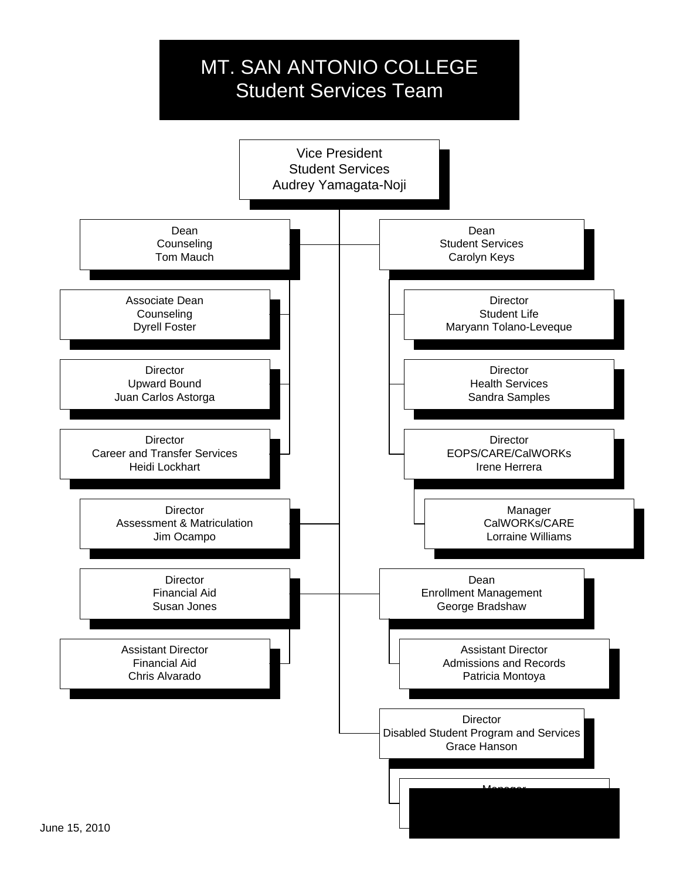# MT. SAN ANTONIO COLLEGE
## Student Services Team

- **Vice President, Student Services** — Audrey Yamagata-Noji
  - **Dean, Counseling** — Tom Mauch
    - Associate Dean, Counseling — Dyrell Foster
    - Director, Upward Bound — Juan Carlos Astorga
    - Director, Career and Transfer Services — Heidi Lockhart
  - **Dean, Student Services** — Carolyn Keys
    - Director, Student Life — Maryann Tolano-Leveque
    - Director, Health Services — Sandra Samples
    - Director, EOPS/CARE/CalWORKs — Irene Herrera
      - Manager, CalWORKs/CARE — Lorraine Williams
  - **Director, Assessment & Matriculation** — Jim Ocampo
  - **Director, Financial Aid** — Susan Jones
    - Assistant Director, Financial Aid — Chris Alvarado
  - **Dean, Enrollment Management** — George Bradshaw
    - Assistant Director, Admissions and Records — Patricia Montoya
  - **Director, Disabled Student Program and Services** — Grace Hanson
    - Manager

June 15, 2010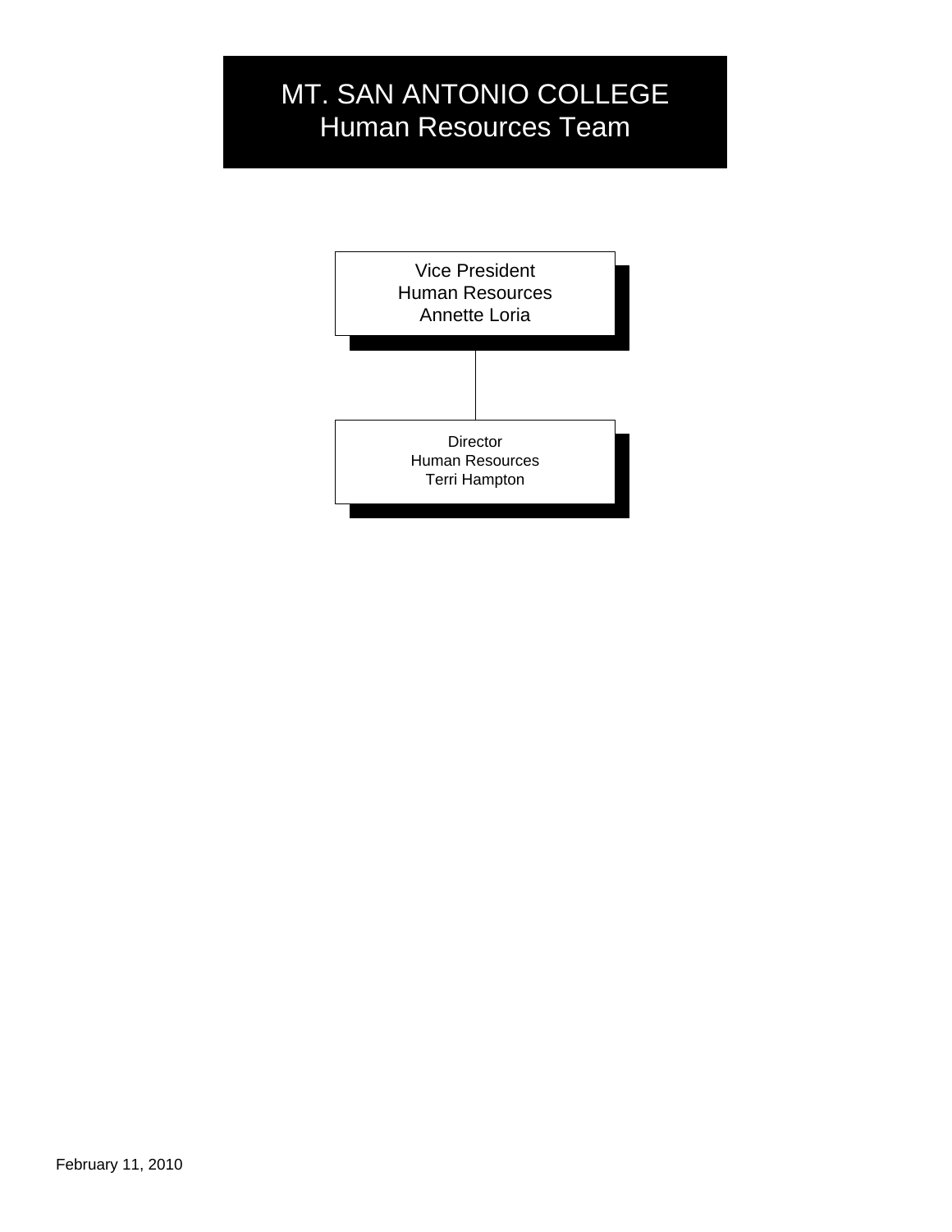# MT. SAN ANTONIO COLLEGE
## Human Resources Team

Vice President
Human Resources
Annette Loria

Director
Human Resources
Terri Hampton

February 11, 2010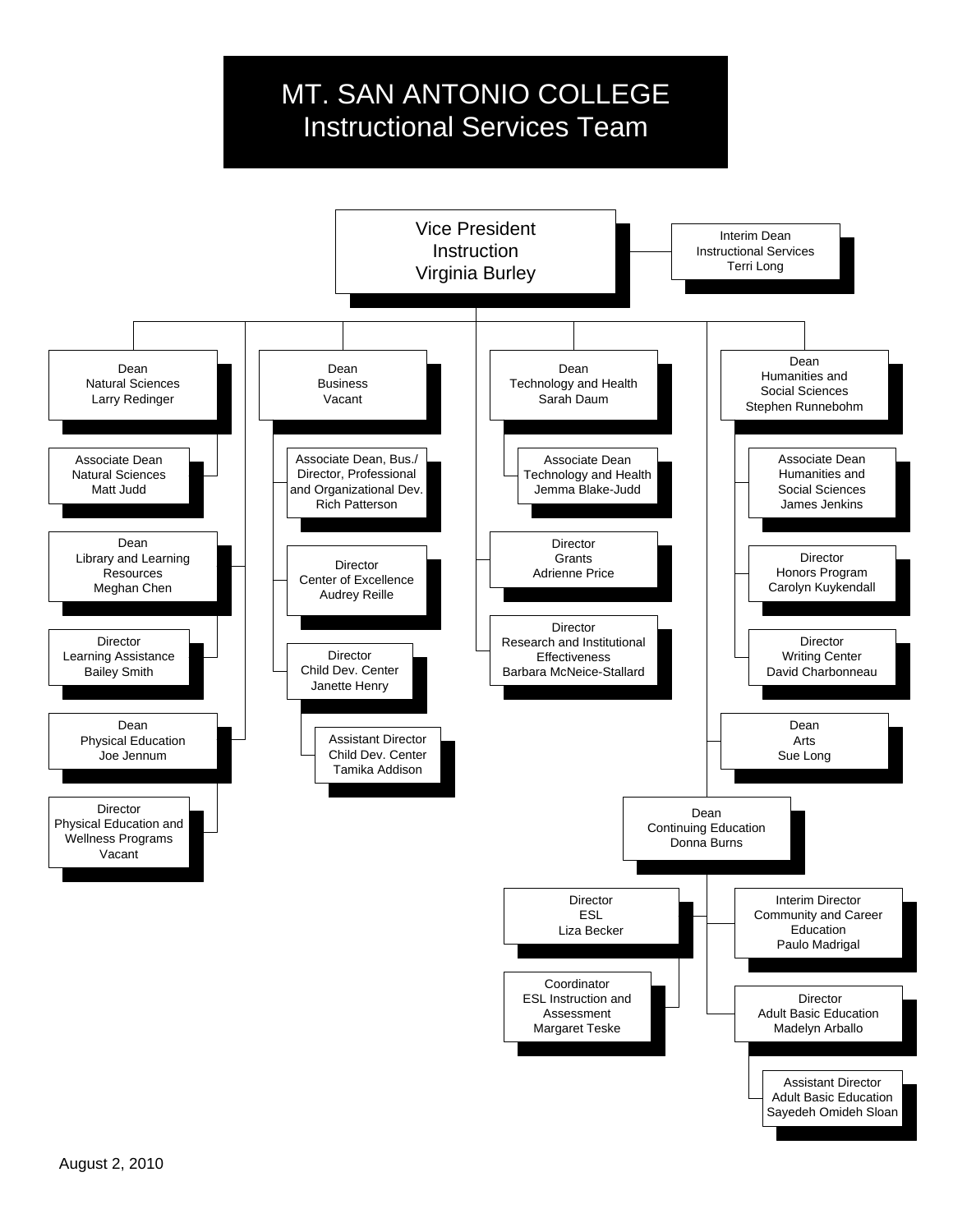# MT. SAN ANTONIO COLLEGE
## Instructional Services Team

- **Vice President, Instruction** — Virginia Burley
  - Interim Dean, Instructional Services — Terri Long
  - Dean, Natural Sciences — Larry Redinger
    - Associate Dean, Natural Sciences — Matt Judd
  - Dean, Library and Learning Resources — Meghan Chen
    - Director, Learning Assistance — Bailey Smith
  - Dean, Physical Education — Joe Jennum
    - Director, Physical Education and Wellness Programs — Vacant
  - Dean, Business — Vacant
    - Associate Dean, Bus./ Director, Professional and Organizational Dev. — Rich Patterson
    - Director, Center of Excellence — Audrey Reille
    - Director, Child Dev. Center — Janette Henry
      - Assistant Director, Child Dev. Center — Tamika Addison
  - Dean, Technology and Health — Sarah Daum
    - Associate Dean, Technology and Health — Jemma Blake-Judd
  - Director, Grants — Adrienne Price
  - Director, Research and Institutional Effectiveness — Barbara McNeice-Stallard
  - Dean, Humanities and Social Sciences — Stephen Runnebohm
    - Associate Dean, Humanities and Social Sciences — James Jenkins
    - Director, Honors Program — Carolyn Kuykendall
    - Director, Writing Center — David Charbonneau
  - Dean, Arts — Sue Long
  - Dean, Continuing Education — Donna Burns
    - Director, ESL — Liza Becker
      - Coordinator, ESL Instruction and Assessment — Margaret Teske
    - Interim Director, Community and Career Education — Paulo Madrigal
    - Director, Adult Basic Education — Madelyn Arballo
      - Assistant Director, Adult Basic Education — Sayedeh Omideh Sloan

August 2, 2010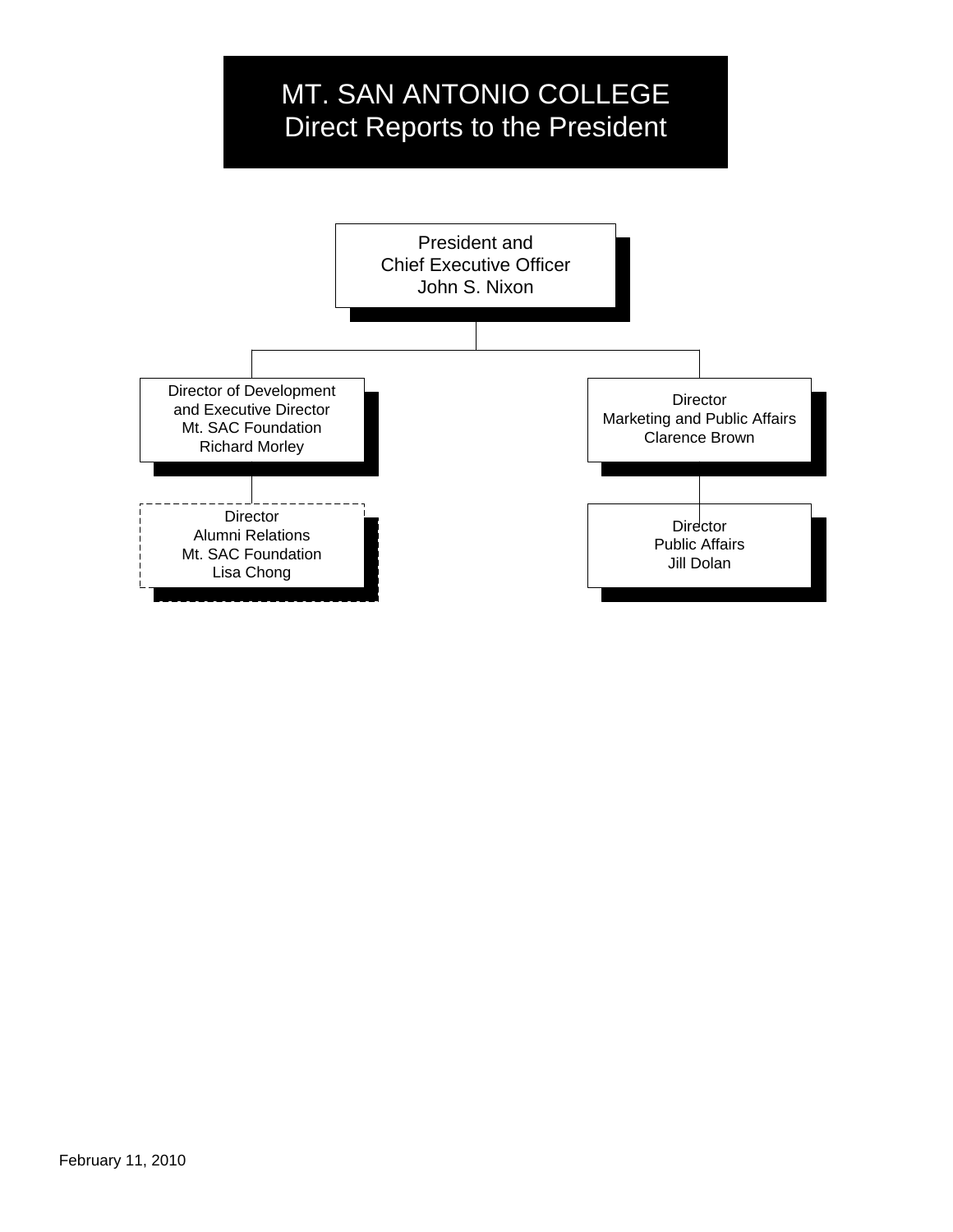# MT. SAN ANTONIO COLLEGE
## Direct Reports to the President

President and
Chief Executive Officer
John S. Nixon

Director of Development
and Executive Director
Mt. SAC Foundation
Richard Morley

Director
Alumni Relations
Mt. SAC Foundation
Lisa Chong

Director
Marketing and Public Affairs
Clarence Brown

Director
Public Affairs
Jill Dolan

February 11, 2010